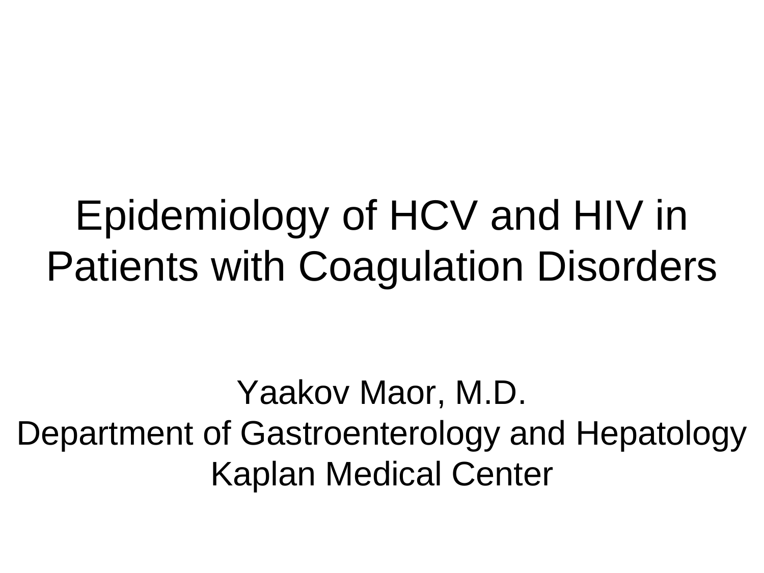# Epidemiology of HCV and HIV in Patients with Coagulation Disorders

Yaakov Maor, M.D.
Department of Gastroenterology and Hepatology
Kaplan Medical Center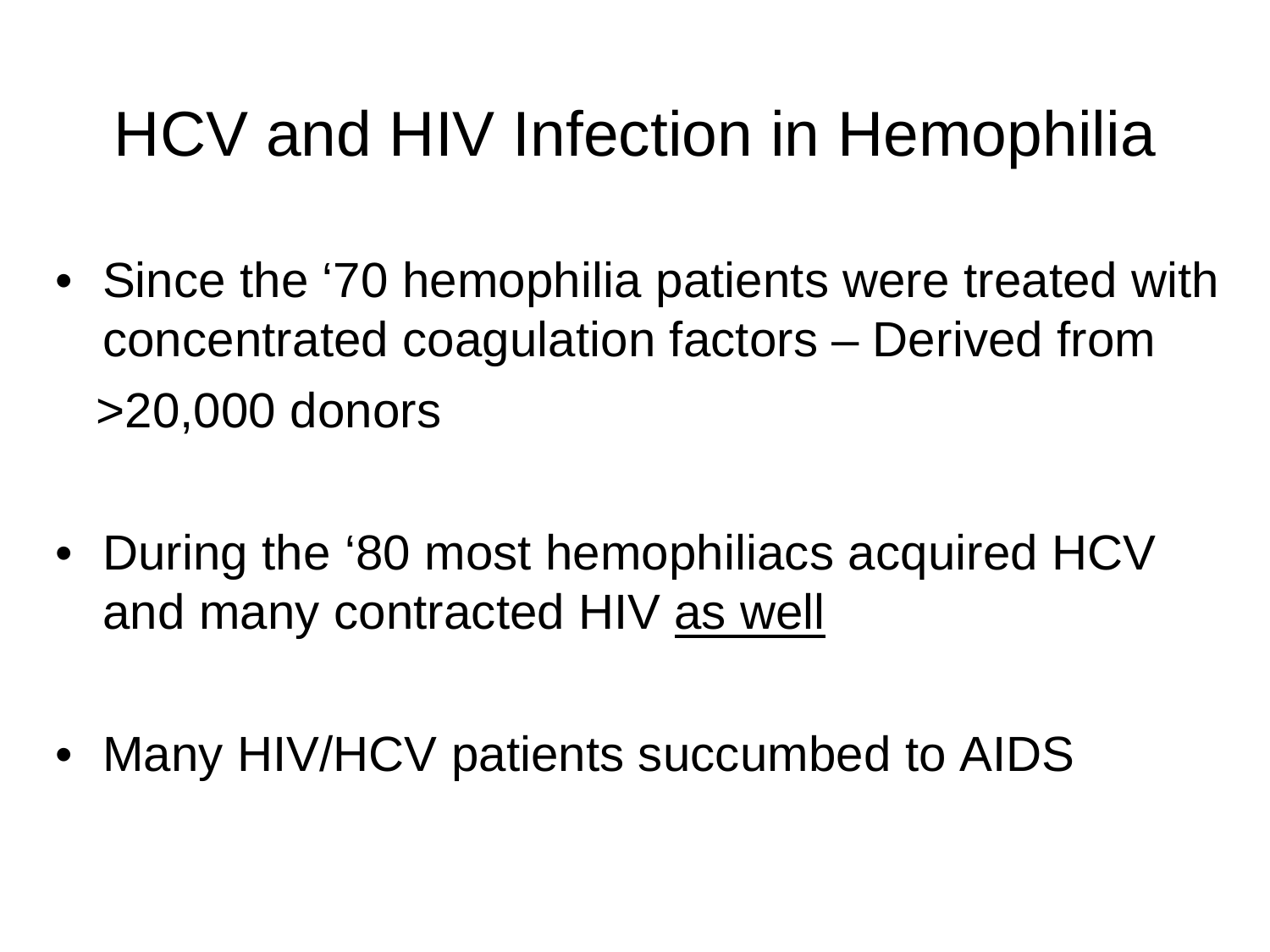# HCV and HIV Infection in Hemophilia

- Since the '70 hemophilia patients were treated with concentrated coagulation factors – Derived from >20,000 donors

- During the '80 most hemophiliacs acquired HCV and many contracted HIV <u>as well</u>

- Many HIV/HCV patients succumbed to AIDS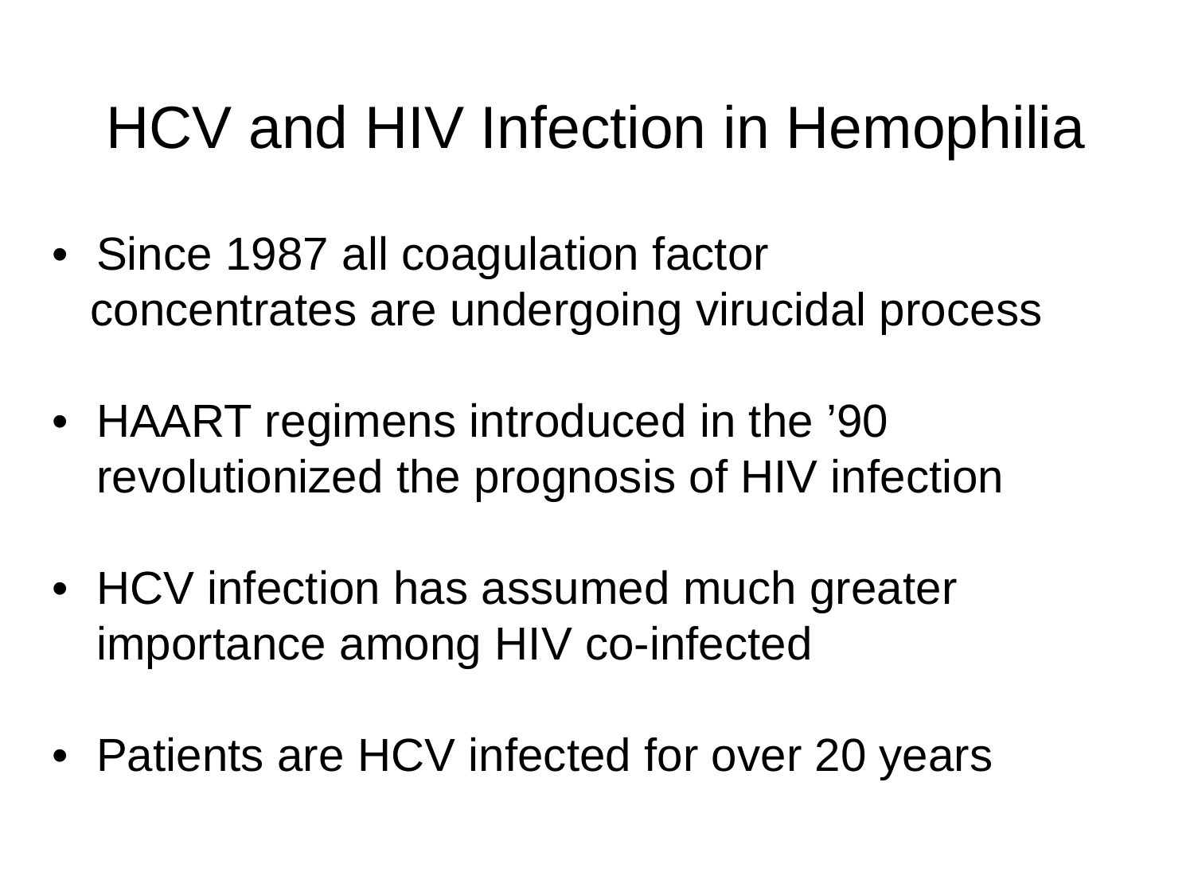# HCV and HIV Infection in Hemophilia

- Since 1987 all coagulation factor concentrates are undergoing virucidal process
- HAART regimens introduced in the ’90 revolutionized the prognosis of HIV infection
- HCV infection has assumed much greater importance among HIV co-infected
- Patients are HCV infected for over 20 years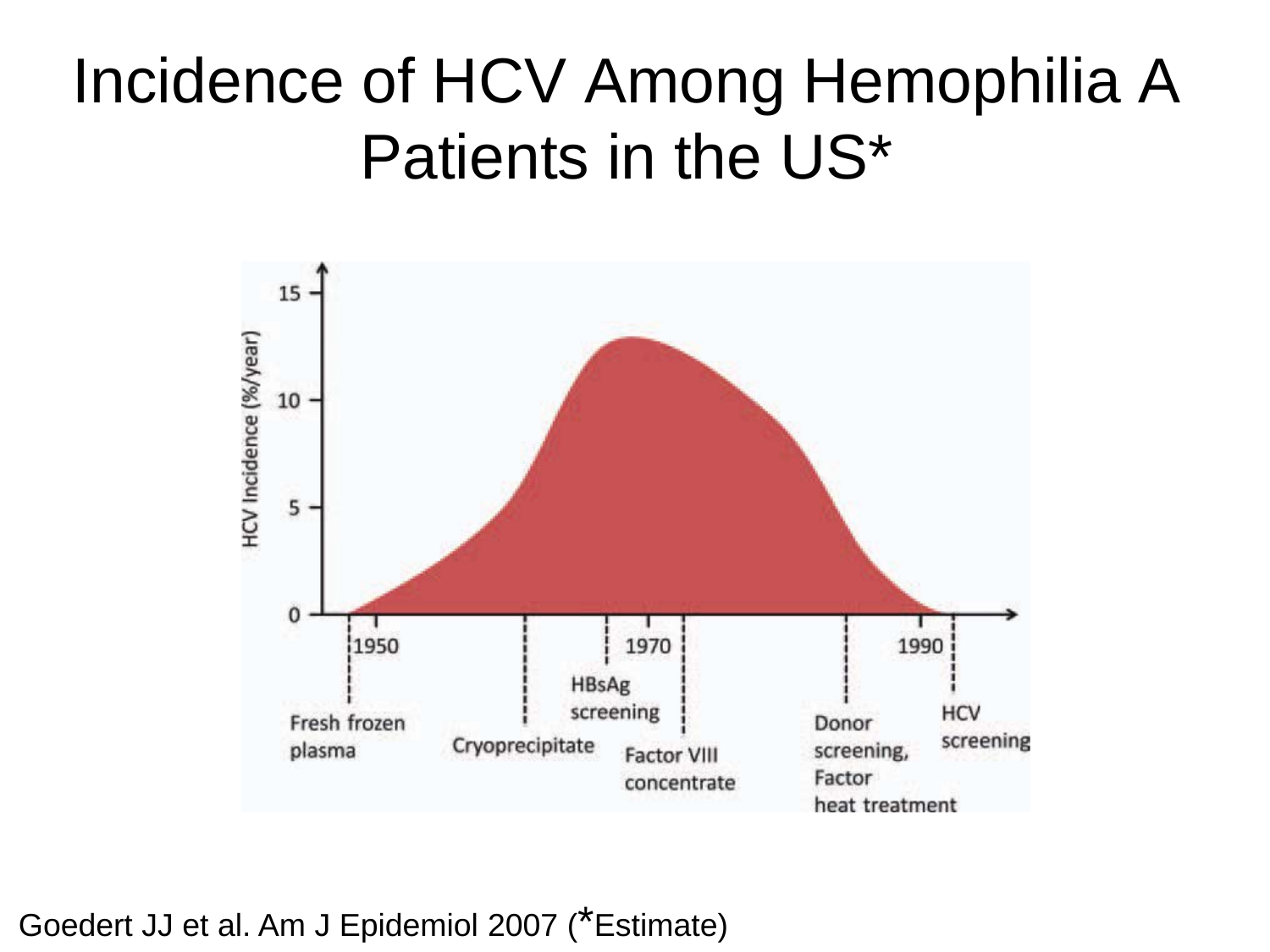# Incidence of HCV Among Hemophilia A Patients in the US*

HCV Incidence (%/year)

15

10

5

0

1950

1970

1990

Fresh frozen plasma

Cryoprecipitate

HBsAg screening

Factor VIII concentrate

Donor screening, Factor heat treatment

HCV screening

Goedert JJ et al. Am J Epidemiol 2007 (*Estimate)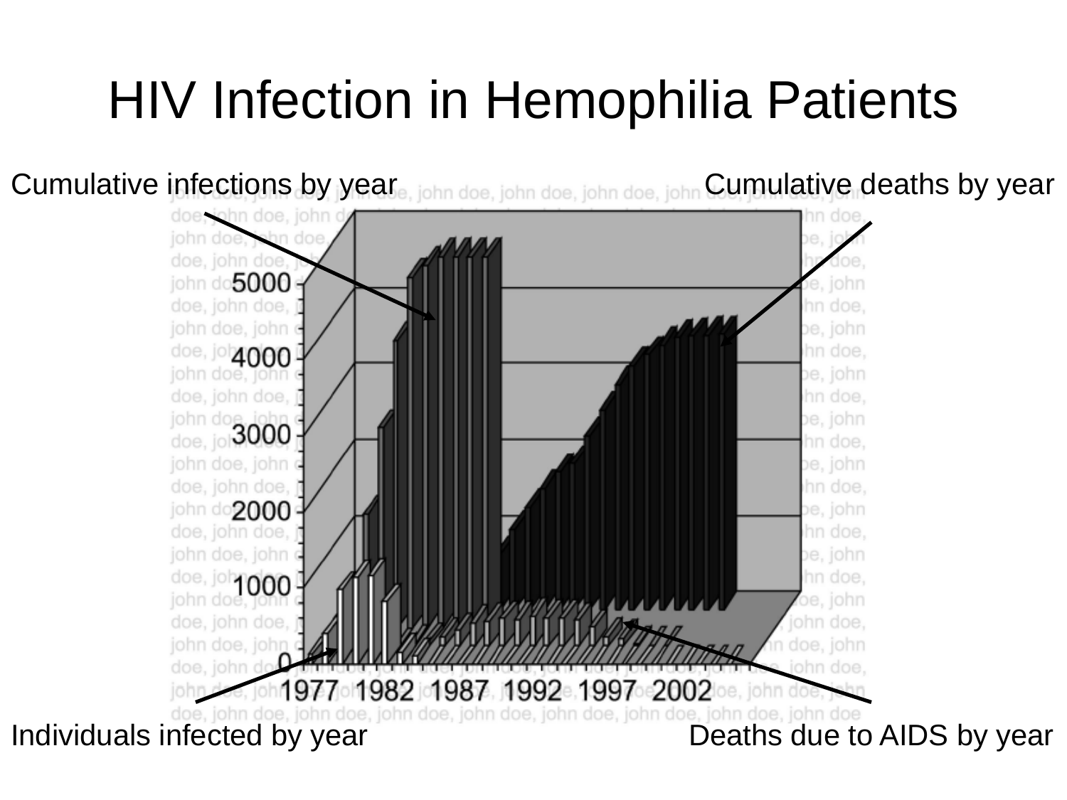# HIV Infection in Hemophilia Patients

Cumulative infections by year

Cumulative deaths by year

5000

4000

3000

2000

1000

0

1977 1982 1987 1992 1997 2002

Individuals infected by year

Deaths due to AIDS by year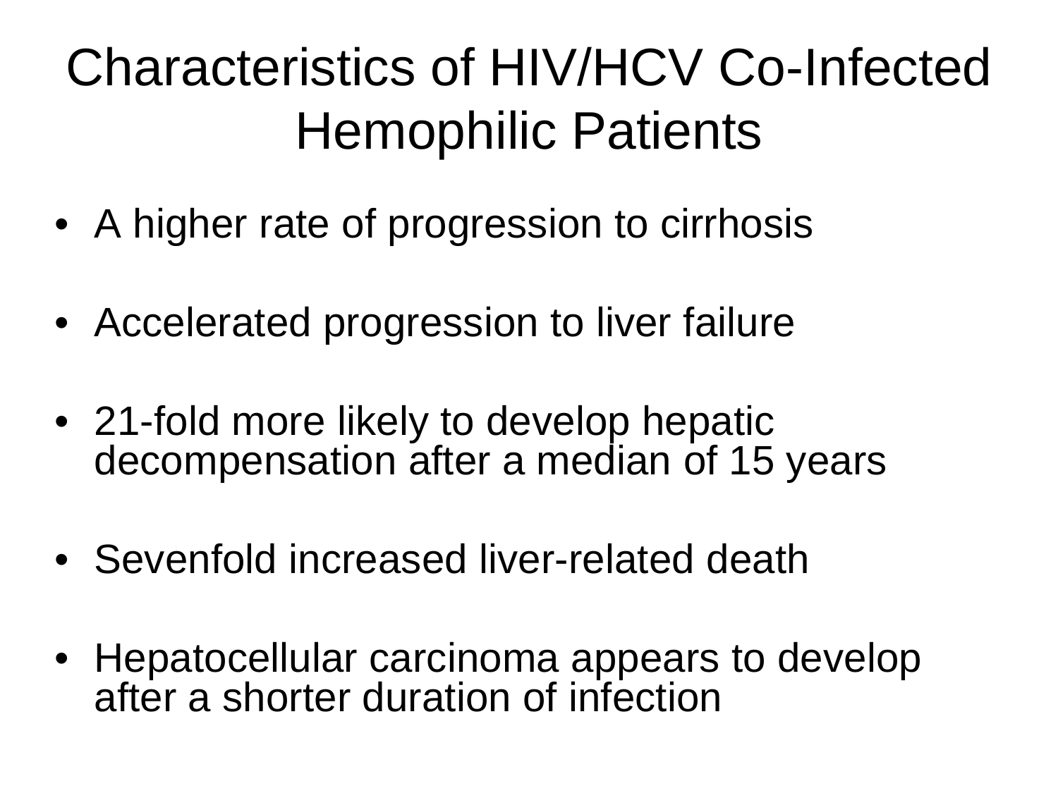# Characteristics of HIV/HCV Co-Infected Hemophilic Patients

- A higher rate of progression to cirrhosis
- Accelerated progression to liver failure
- 21-fold more likely to develop hepatic decompensation after a median of 15 years
- Sevenfold increased liver-related death
- Hepatocellular carcinoma appears to develop after a shorter duration of infection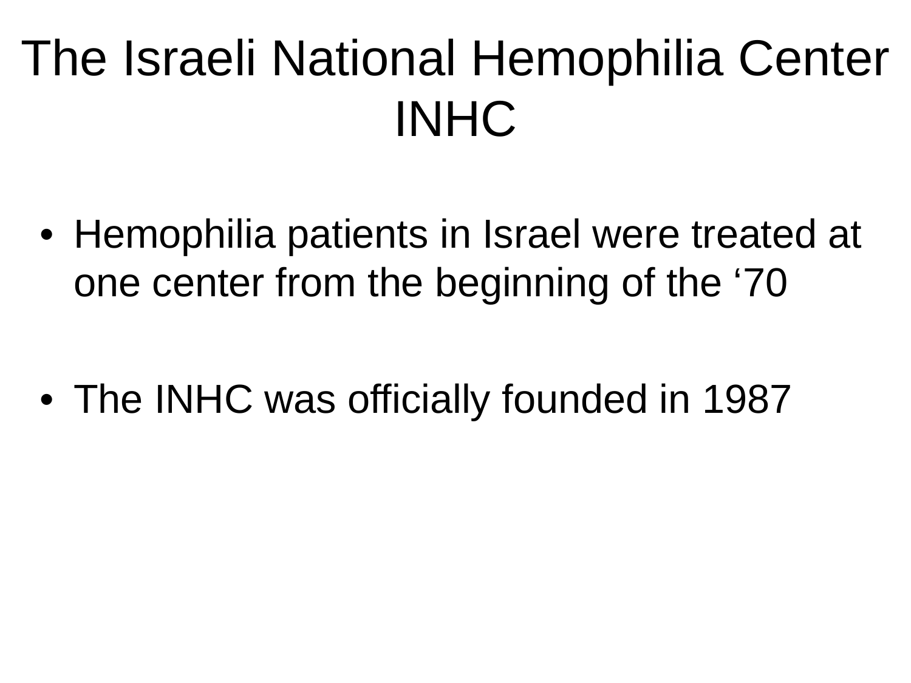# The Israeli National Hemophilia Center INHC

- Hemophilia patients in Israel were treated at one center from the beginning of the ‘70
- The INHC was officially founded in 1987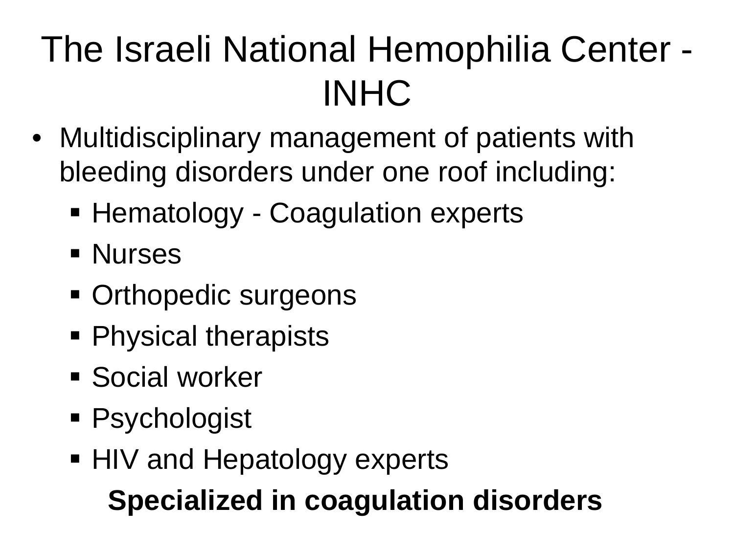# The Israeli National Hemophilia Center - INHC

- Multidisciplinary management of patients with bleeding disorders under one roof including:
  - Hematology - Coagulation experts
  - Nurses
  - Orthopedic surgeons
  - Physical therapists
  - Social worker
  - Psychologist
  - HIV and Hepatology experts

**Specialized in coagulation disorders**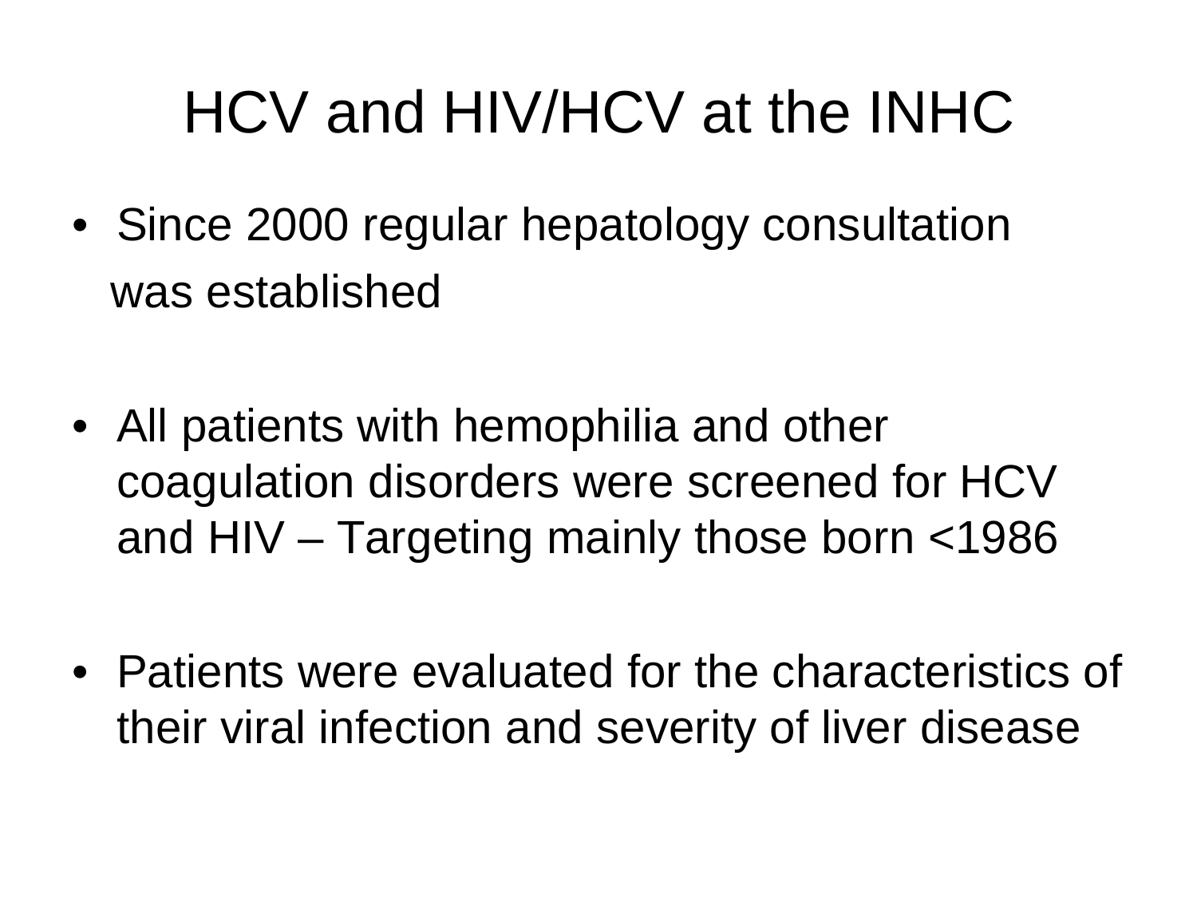# HCV and HIV/HCV at the INHC

- Since 2000 regular hepatology consultation was established
- All patients with hemophilia and other coagulation disorders were screened for HCV and HIV – Targeting mainly those born <1986
- Patients were evaluated for the characteristics of their viral infection and severity of liver disease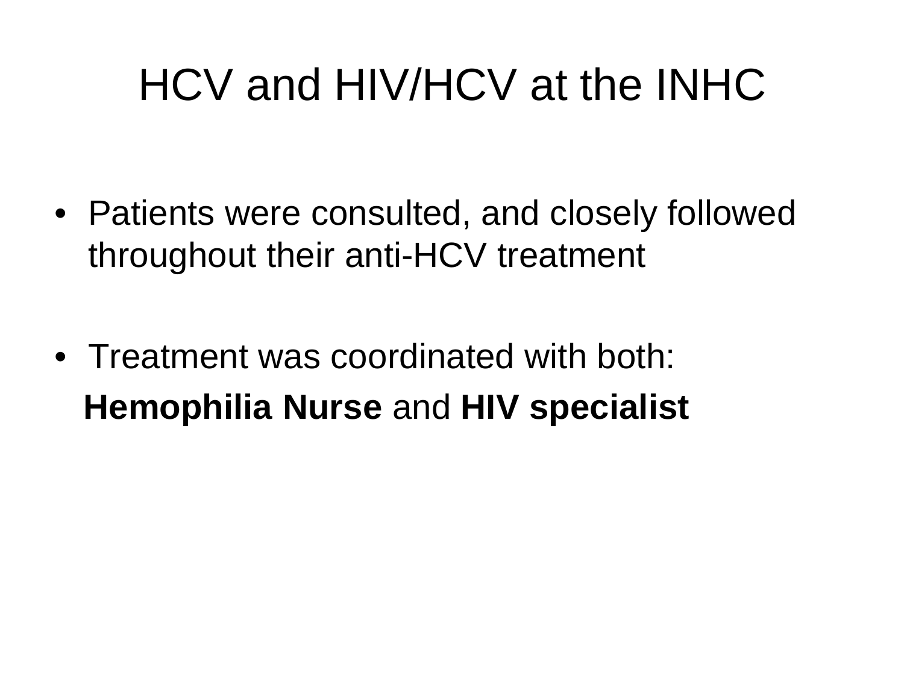# HCV and HIV/HCV at the INHC

- Patients were consulted, and closely followed throughout their anti-HCV treatment

- Treatment was coordinated with both:

  **Hemophilia Nurse** and **HIV specialist**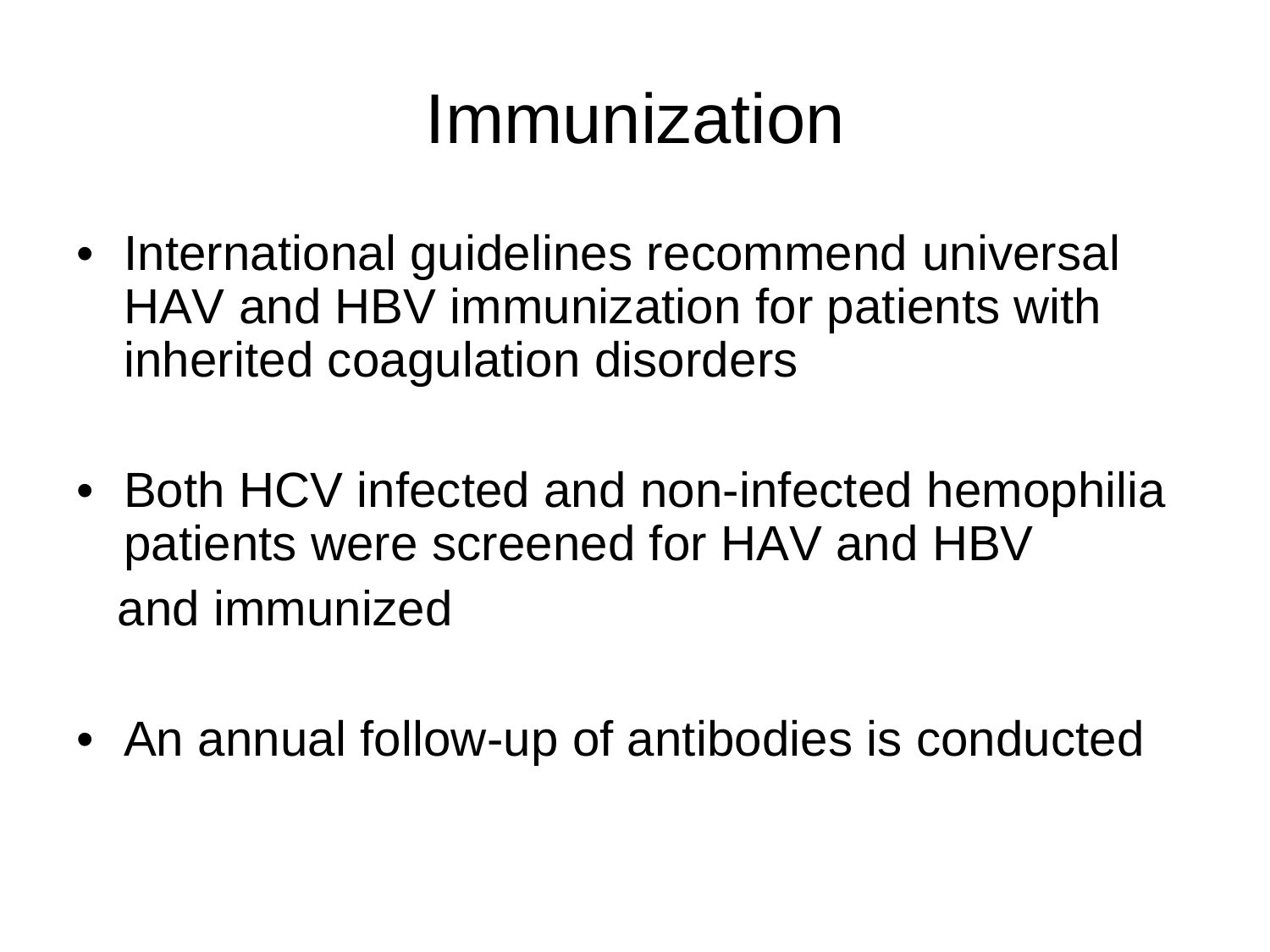# Immunization

- International guidelines recommend universal HAV and HBV immunization for patients with inherited coagulation disorders

- Both HCV infected and non-infected hemophilia patients were screened for HAV and HBV and immunized

- An annual follow-up of antibodies is conducted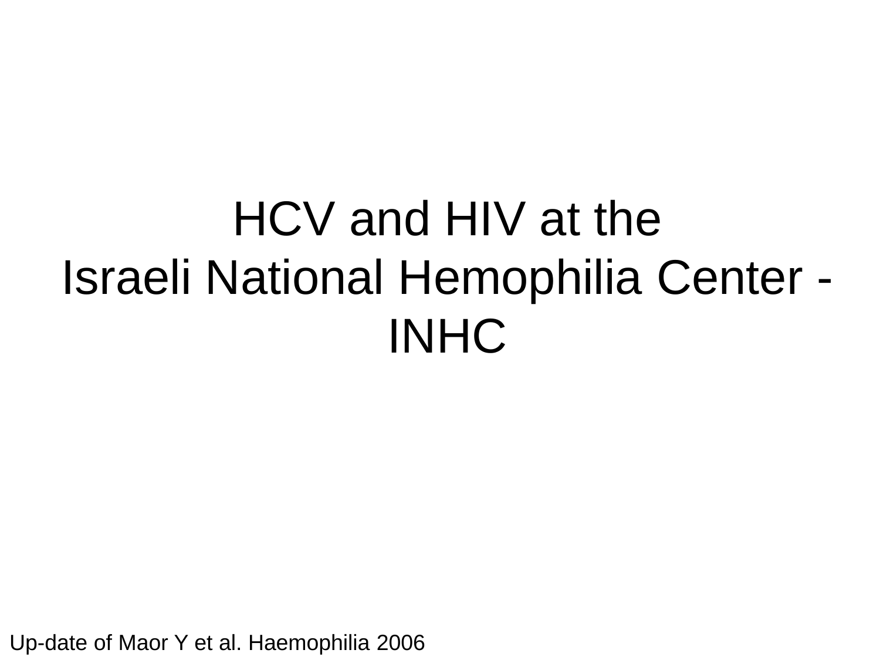# HCV and HIV at the Israeli National Hemophilia Center - INHC

Up-date of Maor Y et al. Haemophilia 2006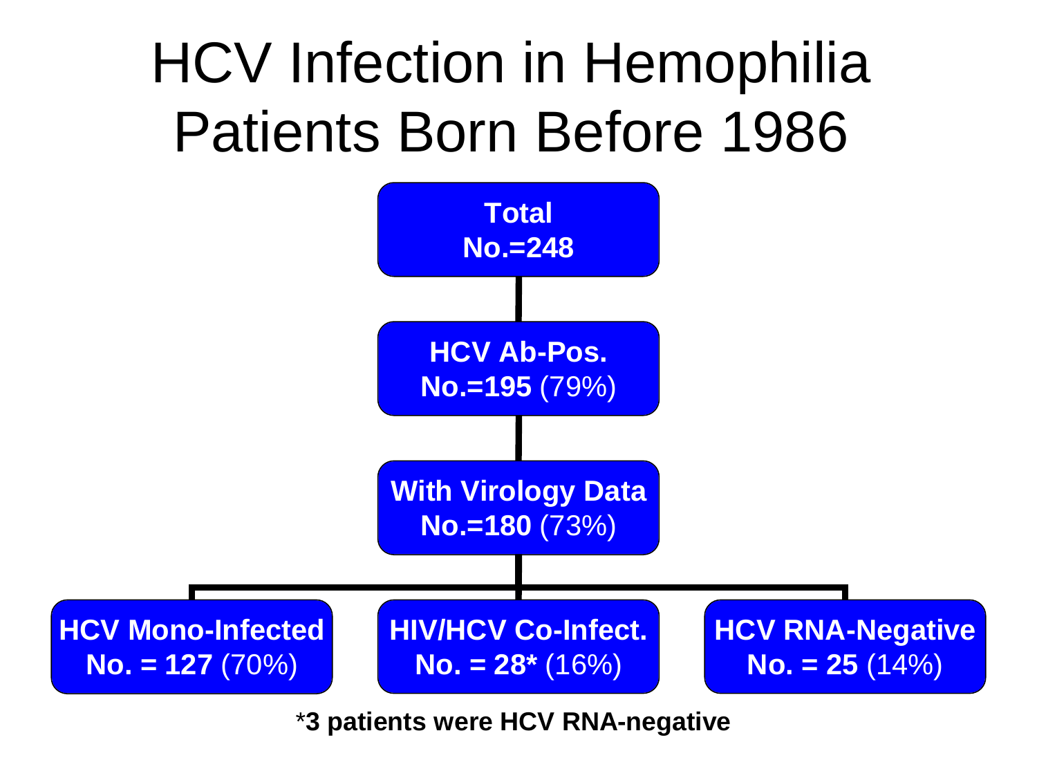# HCV Infection in Hemophilia Patients Born Before 1986

**Total**
**No.=248**

**HCV Ab-Pos.**
**No.=195** (79%)

**With Virology Data**
**No.=180** (73%)

**HCV Mono-Infected**
**No. = 127** (70%)

**HIV/HCV Co-Infect.**
**No. = 28*** (16%)

**HCV RNA-Negative**
**No. = 25** (14%)

***3 patients were HCV RNA-negative**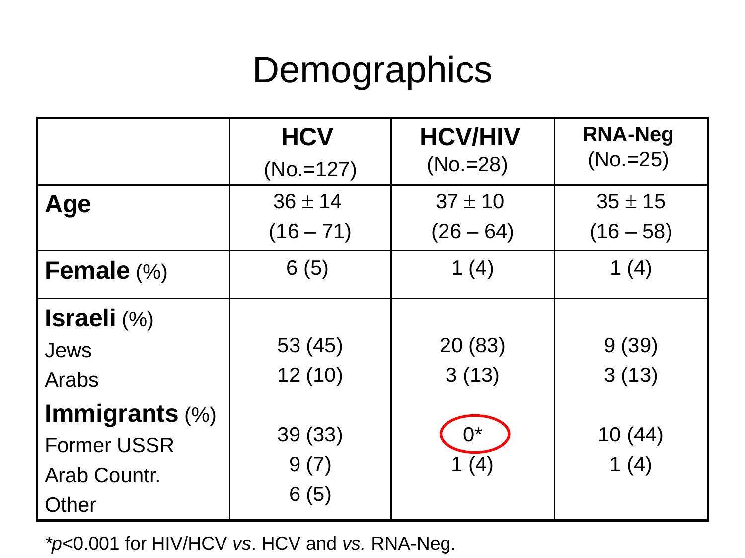# Demographics

| | **HCV** (No.=127) | **HCV/HIV** (No.=28) | **RNA-Neg** (No.=25) |
|---|---|---|---|
| **Age** | 36 ± 14 (16 – 71) | 37 ± 10 (26 – 64) | 35 ± 15 (16 – 58) |
| **Female** (%) | 6 (5) | 1 (4) | 1 (4) |
| **Israeli** (%) | | | |
| Jews | 53 (45) | 20 (83) | 9 (39) |
| Arabs | 12 (10) | 3 (13) | 3 (13) |
| **Immigrants** (%) | | | |
| Former USSR | 39 (33) | 0* | 10 (44) |
| Arab Countr. | 9 (7) | 1 (4) | 1 (4) |
| Other | 6 (5) | | |

*$p<0.001$ for HIV/HCV *vs*. HCV and *vs.* RNA-Neg.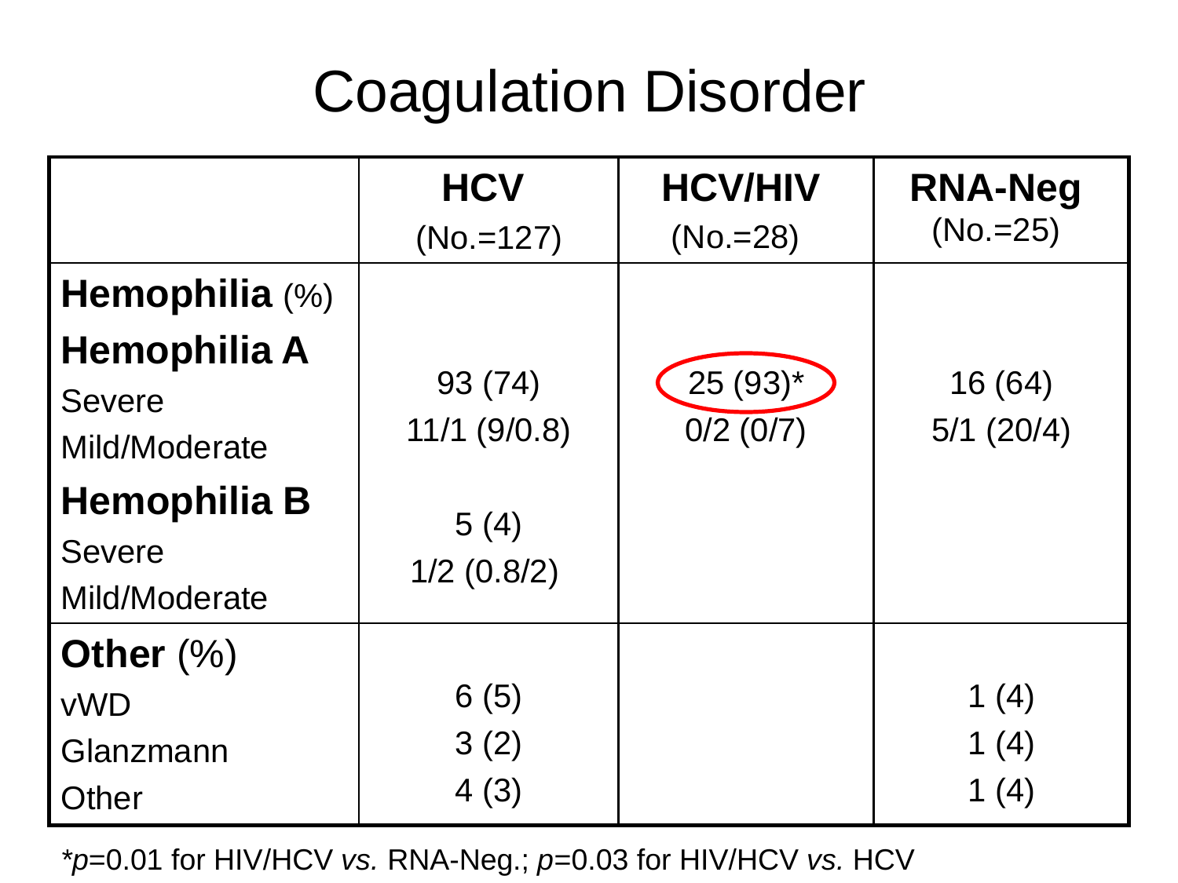# Coagulation Disorder

| | **HCV** (No.=127) | **HCV/HIV** (No.=28) | **RNA-Neg** (No.=25) |
|---|---|---|---|
| **Hemophilia** (%) | | | |
| **Hemophilia A** | 93 (74) | 25 (93)* | 16 (64) |
| Severe | 11/1 (9/0.8) | 0/2 (0/7) | 5/1 (20/4) |
| Mild/Moderate | | | |
| **Hemophilia B** | 5 (4) | | |
| Severe | 1/2 (0.8/2) | | |
| Mild/Moderate | | | |
| **Other** (%) | | | |
| vWD | 6 (5) | | 1 (4) |
| Glanzmann | 3 (2) | | 1 (4) |
| Other | 4 (3) | | 1 (4) |

*$p$=0.01 for HIV/HCV *vs.* RNA-Neg.; $p$=0.03 for HIV/HCV *vs.* HCV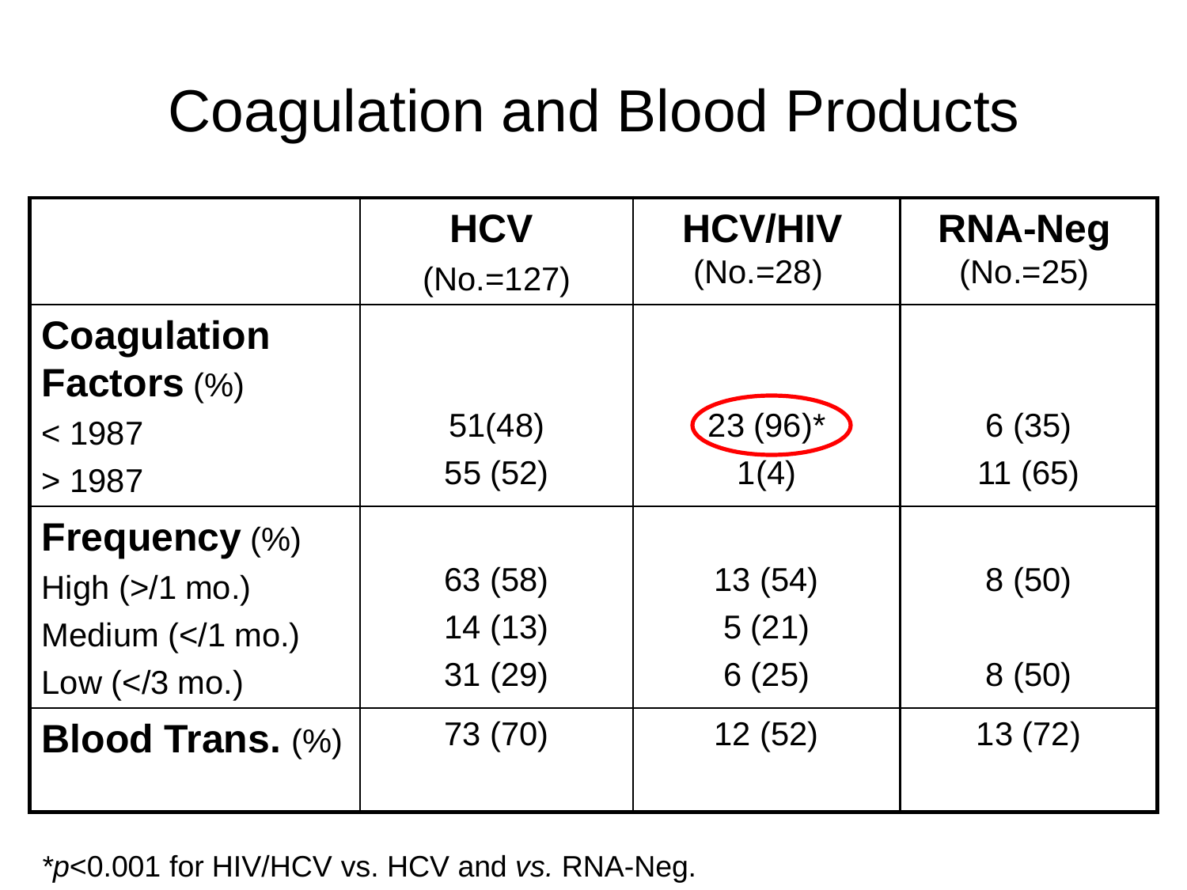# Coagulation and Blood Products

| | **HCV** (No.=127) | **HCV/HIV** (No.=28) | **RNA-Neg** (No.=25) |
|---|---|---|---|
| **Coagulation Factors** (%) | | | |
| < 1987 | 51(48) | 23 (96)* | 6 (35) |
| > 1987 | 55 (52) | 1(4) | 11 (65) |
| **Frequency** (%) | | | |
| High (>/1 mo.) | 63 (58) | 13 (54) | 8 (50) |
| Medium (</1 mo.) | 14 (13) | 5 (21) | |
| Low (</3 mo.) | 31 (29) | 6 (25) | 8 (50) |
| **Blood Trans.** (%) | 73 (70) | 12 (52) | 13 (72) |

*$p<0.001$ for HIV/HCV vs. HCV and *vs.* RNA-Neg.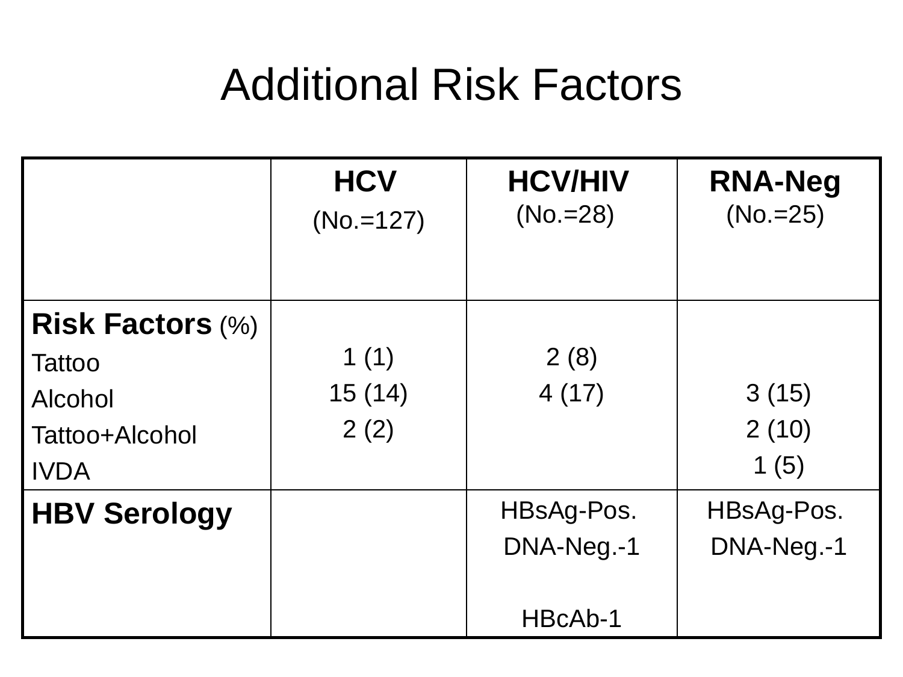# Additional Risk Factors

| | **HCV** (No.=127) | **HCV/HIV** (No.=28) | **RNA-Neg** (No.=25) |
|---|---|---|---|
| **Risk Factors** (%) | | | |
| Tattoo | 1 (1) | 2 (8) | |
| Alcohol | 15 (14) | 4 (17) | 3 (15) |
| Tattoo+Alcohol | 2 (2) | | 2 (10) |
| IVDA | | | 1 (5) |
| **HBV Serology** | | HBsAg-Pos. DNA-Neg.-1<br><br>HBcAb-1 | HBsAg-Pos. DNA-Neg.-1 |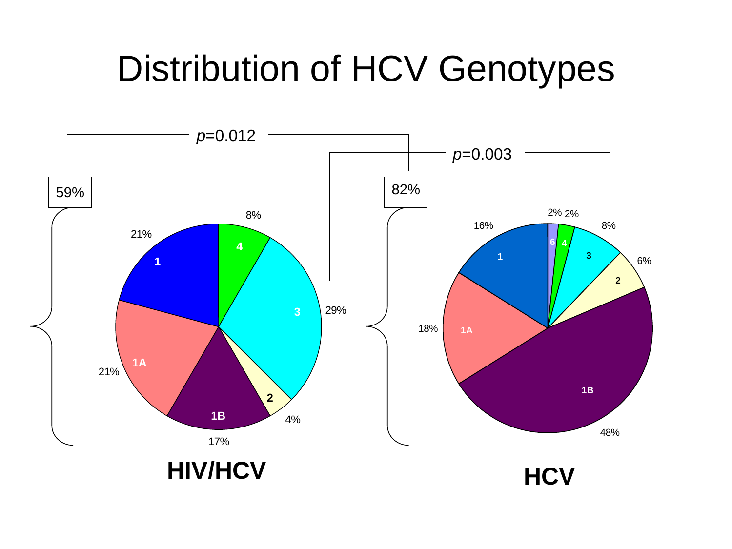# Distribution of HCV Genotypes

$p$=0.012

$p$=0.003

59%

82%

**HIV/HCV**

| Genotype | % |
| --- | --- |
| 1 | 21% |
| 1A | 21% |
| 1B | 17% |
| 2 | 4% |
| 3 | 29% |
| 4 | 8% |

**HCV**

| Genotype | % |
| --- | --- |
| 1 | 16% |
| 1A | 18% |
| 1B | 48% |
| 2 | 6% |
| 3 | 8% |
| 4 | 2% |
| 6 | 2% |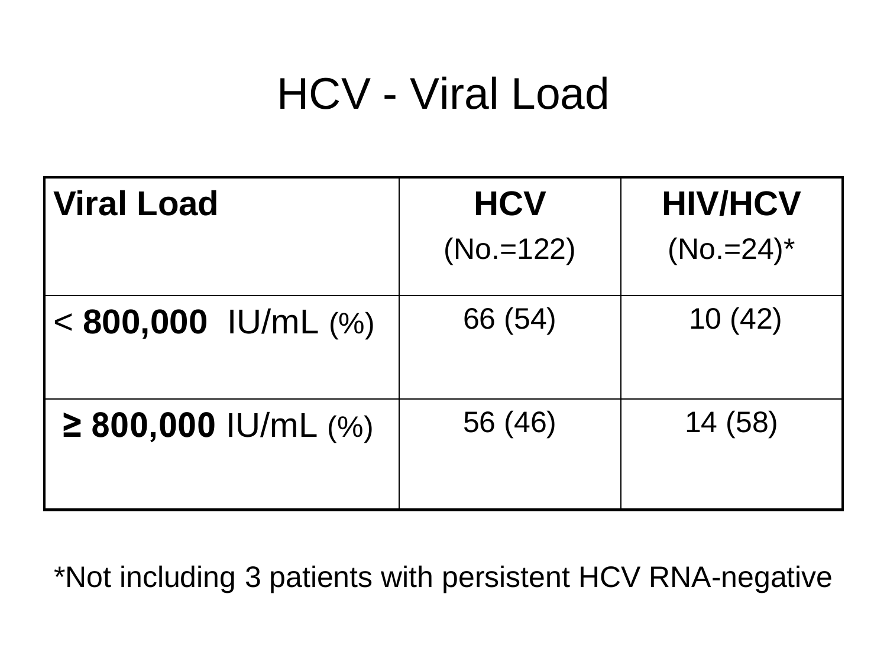# HCV - Viral Load

| **Viral Load** | **HCV** (No.=122) | **HIV/HCV** (No.=24)* |
|---|---|---|
| < **800,000** IU/mL (%) | 66 (54) | 10 (42) |
| **≥ 800,000** IU/mL (%) | 56 (46) | 14 (58) |

*Not including 3 patients with persistent HCV RNA-negative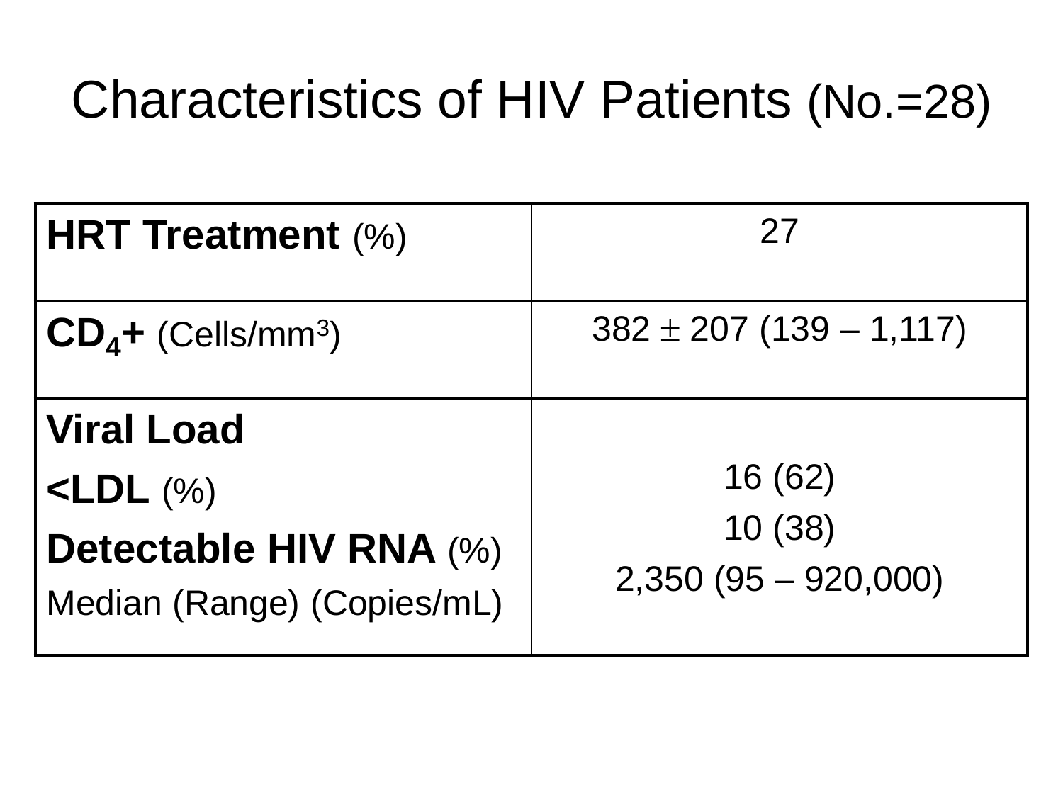# Characteristics of HIV Patients (No.=28)

| | |
|---|---|
| **HRT Treatment** (%) | 27 |
| **$CD_4$+** (Cells/mm$^3$) | 382 $\pm$ 207 (139 – 1,117) |
| **Viral Load**<br>**<LDL** (%)<br>**Detectable HIV RNA** (%)<br>Median (Range) (Copies/mL) | <br>16 (62)<br>10 (38)<br>2,350 (95 – 920,000) |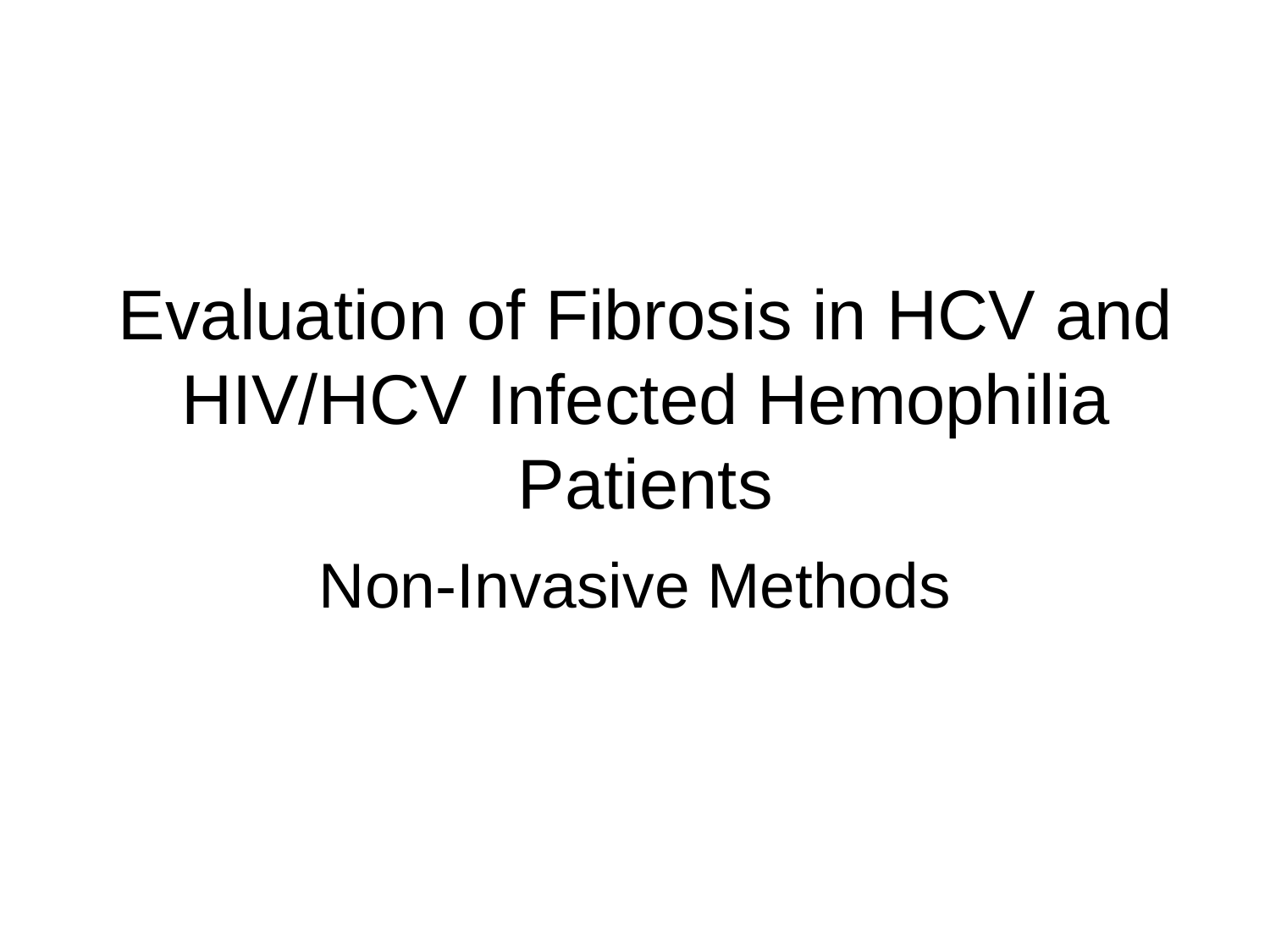# Evaluation of Fibrosis in HCV and HIV/HCV Infected Hemophilia Patients

## Non-Invasive Methods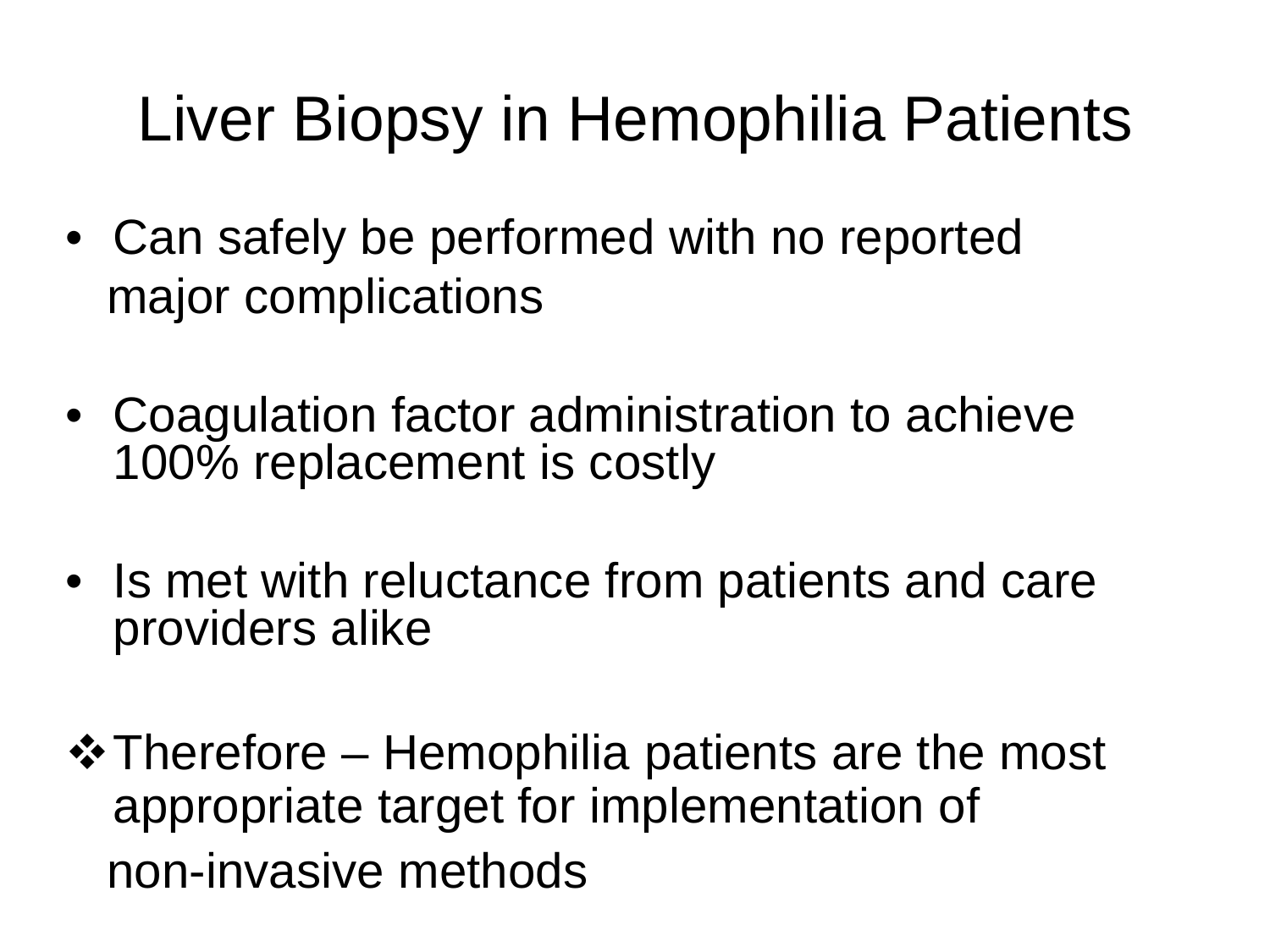# Liver Biopsy in Hemophilia Patients

- Can safely be performed with no reported major complications
- Coagulation factor administration to achieve 100% replacement is costly
- Is met with reluctance from patients and care providers alike

❖ Therefore – Hemophilia patients are the most appropriate target for implementation of non-invasive methods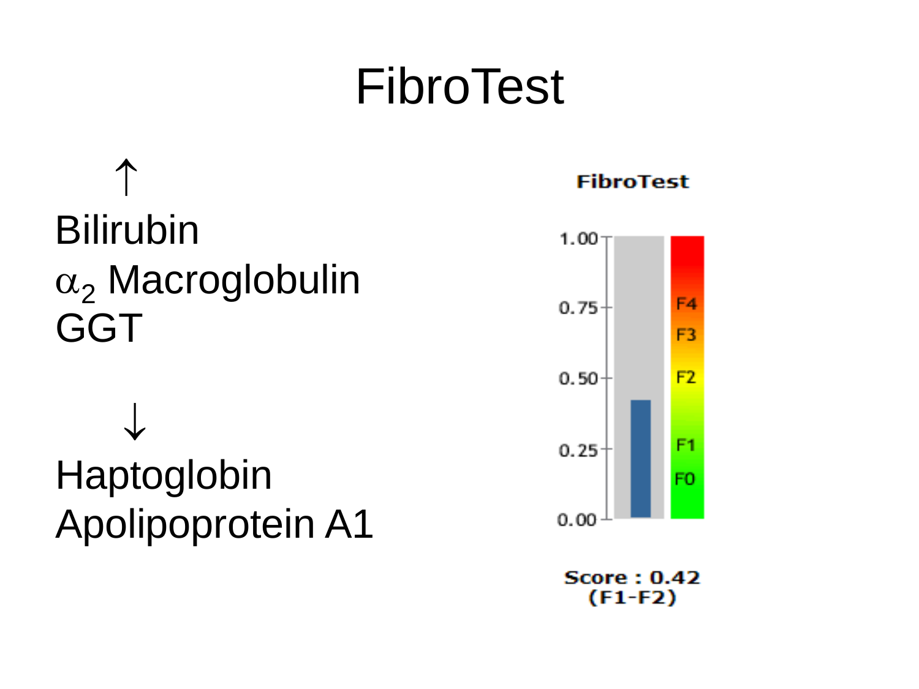# FibroTest

↑

Bilirubin

$\alpha_2$ Macroglobulin

GGT

↓

Haptoglobin

Apolipoprotein A1

FibroTest

1.00
0.75
0.50
0.25
0.00

F4
F3
F2
F1
F0

Score : 0.42
(F1-F2)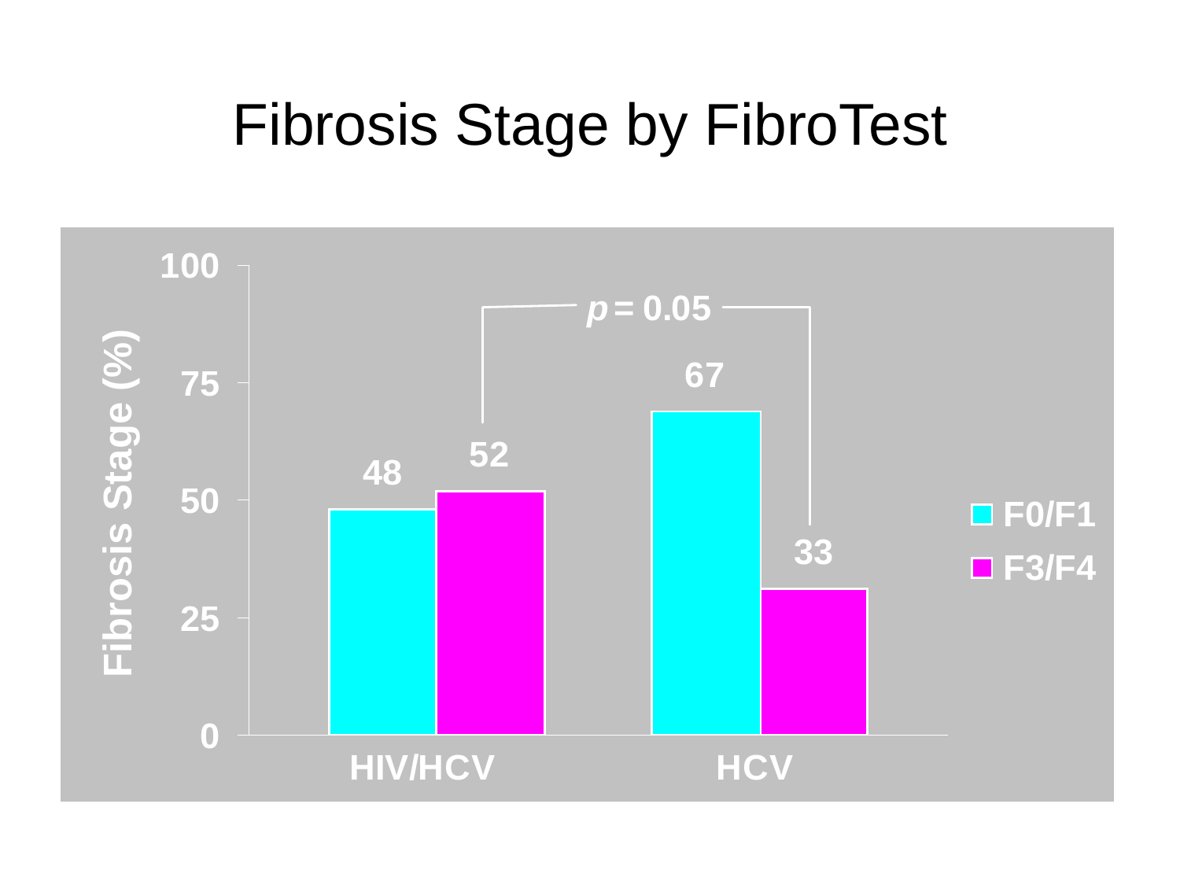# Fibrosis Stage by FibroTest

Fibrosis Stage (%)

100

75

50

25

0

$p = 0.05$

48

52

67

33

HIV/HCV

HCV

F0/F1

F3/F4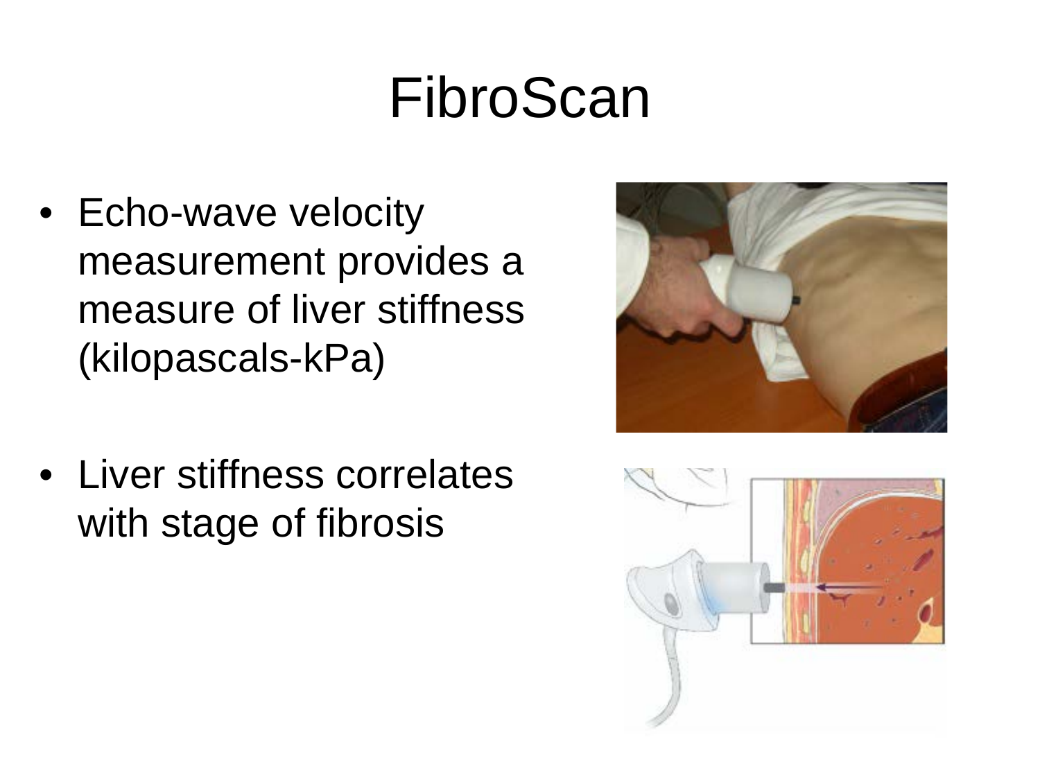# FibroScan

- Echo-wave velocity measurement provides a measure of liver stiffness (kilopascals-kPa)
- Liver stiffness correlates with stage of fibrosis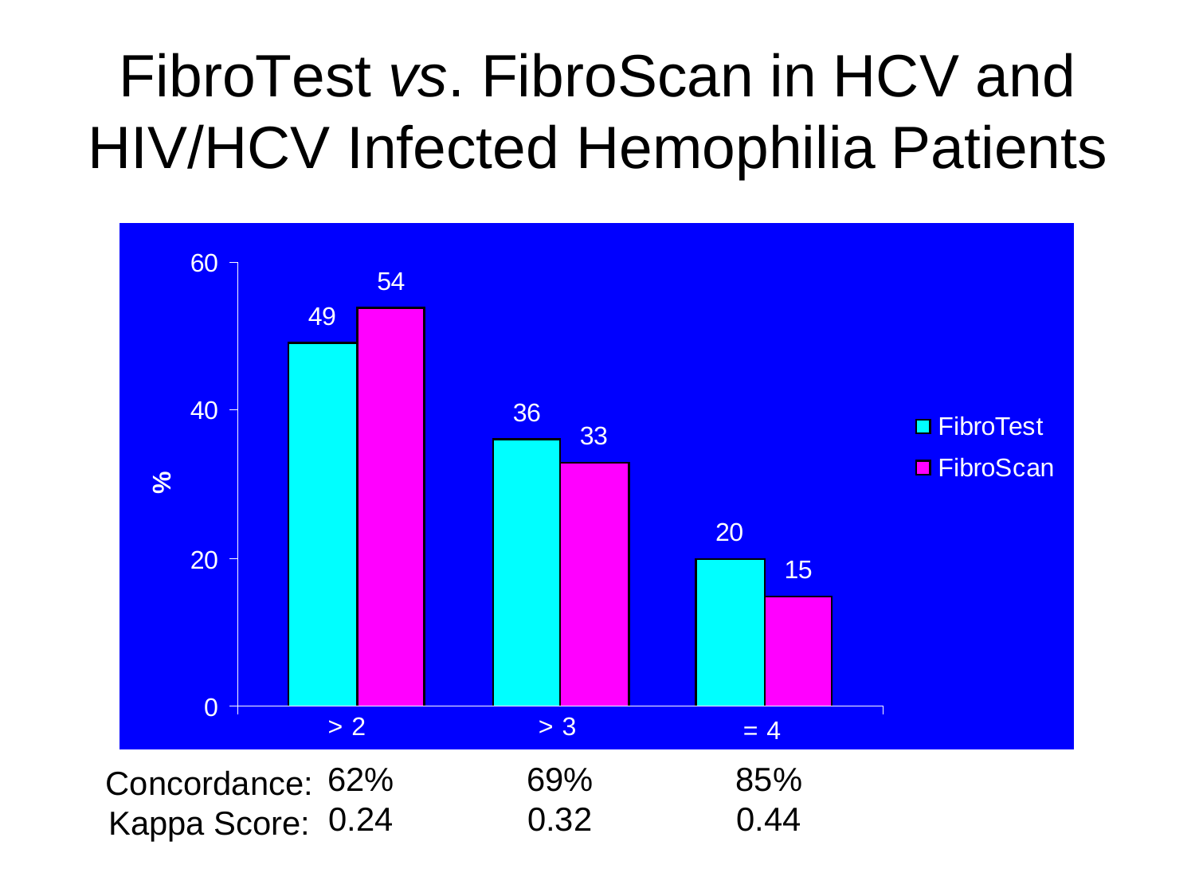# FibroTest *vs*. FibroScan in HCV and HIV/HCV Infected Hemophilia Patients

60

40

20

0

%

49

54

36

33

20

15

> 2

> 3

= 4

FibroTest

FibroScan

Concordance: 62% 69% 85%

Kappa Score: 0.24 0.32 0.44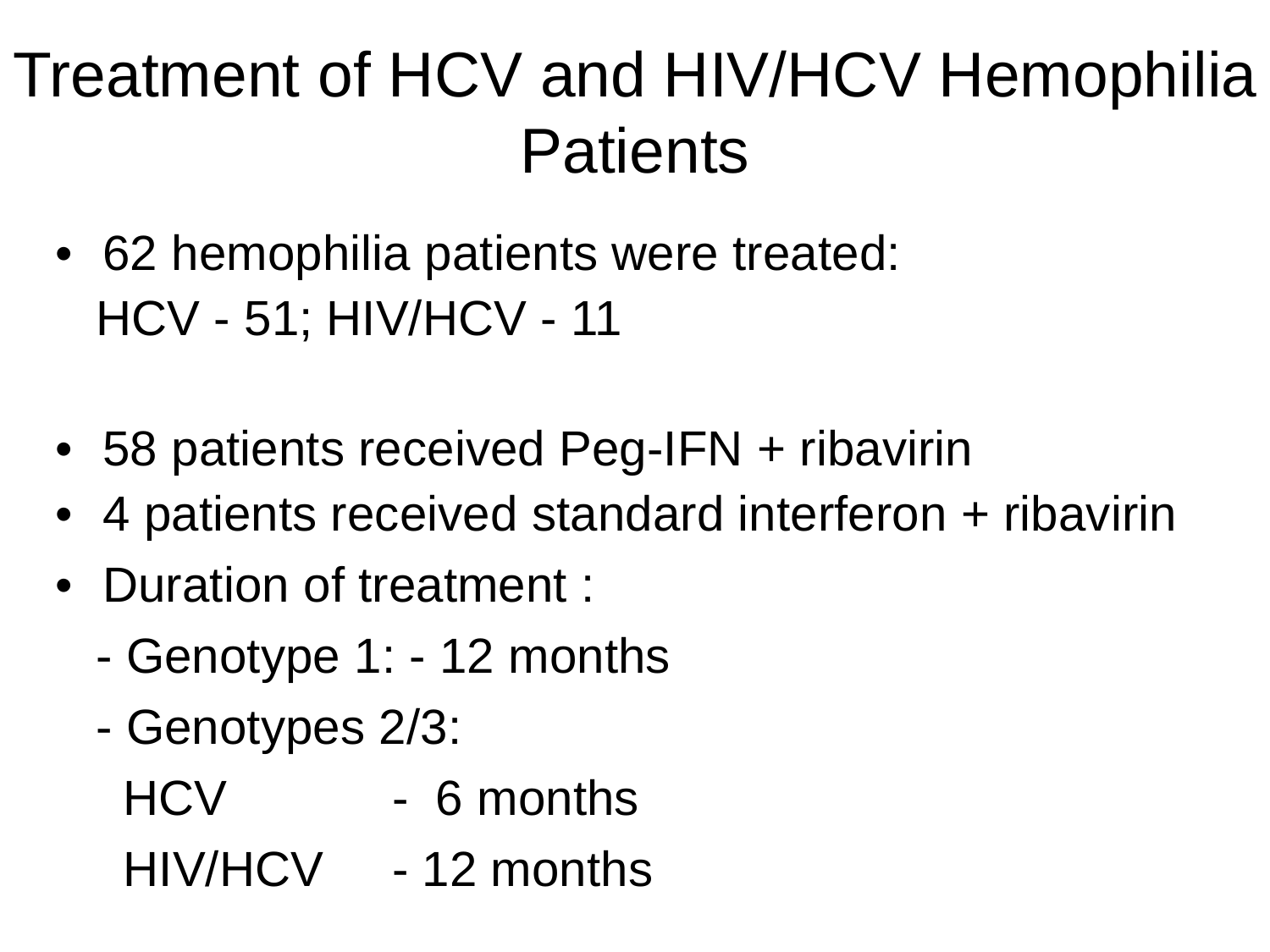# Treatment of HCV and HIV/HCV Hemophilia Patients

- 62 hemophilia patients were treated:
  HCV - 51; HIV/HCV - 11

- 58 patients received Peg-IFN + ribavirin
- 4 patients received standard interferon + ribavirin
- Duration of treatment :
  - Genotype 1: - 12 months
  - Genotypes 2/3:
    - HCV - 6 months
    - HIV/HCV - 12 months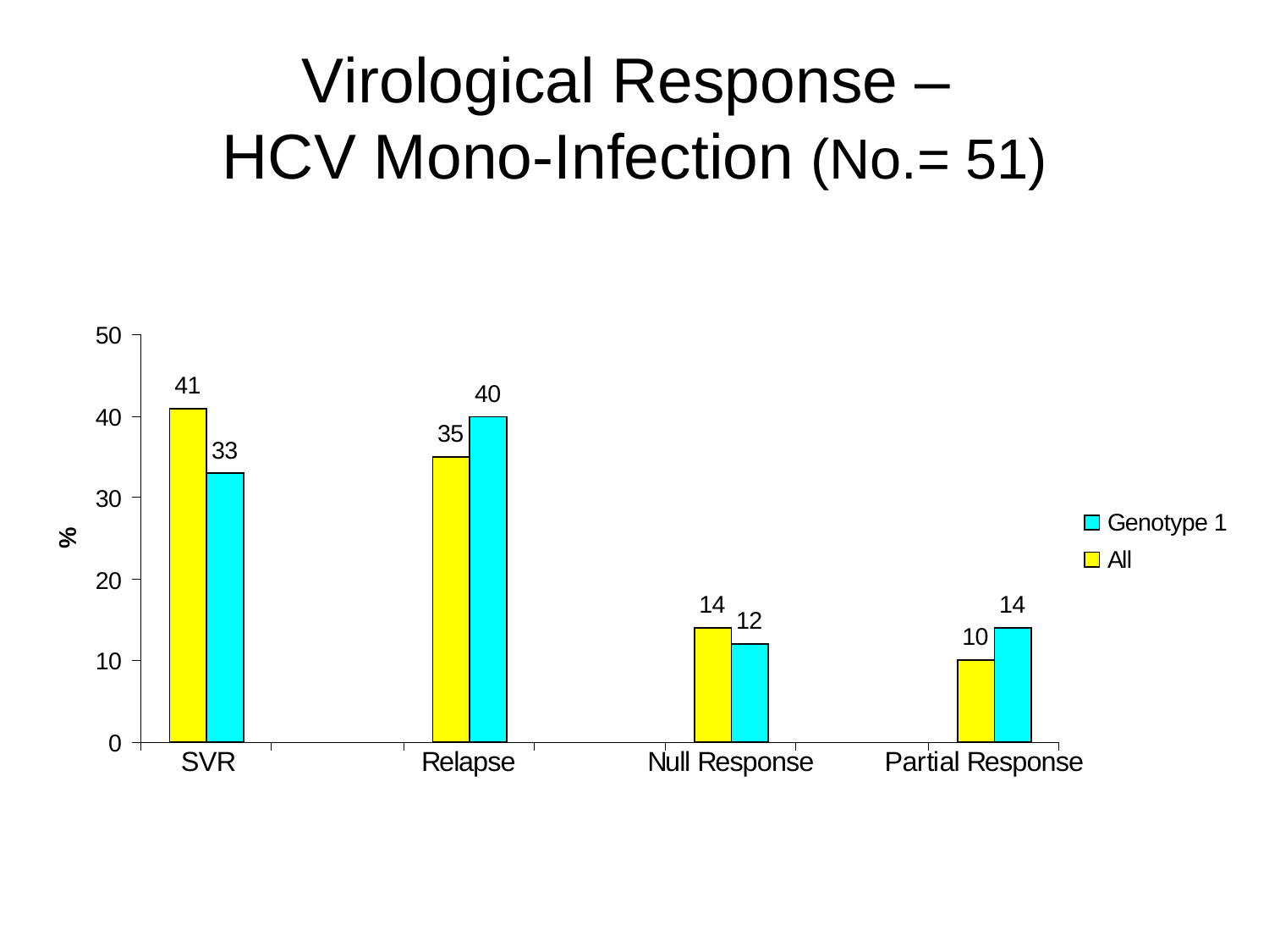# Virological Response – HCV Mono-Infection (No.= 51)

50
40
30
20
10
0

%

41
33
35
40
14
12
10
14

SVR
Relapse
Null Response
Partial Response

Genotype 1
All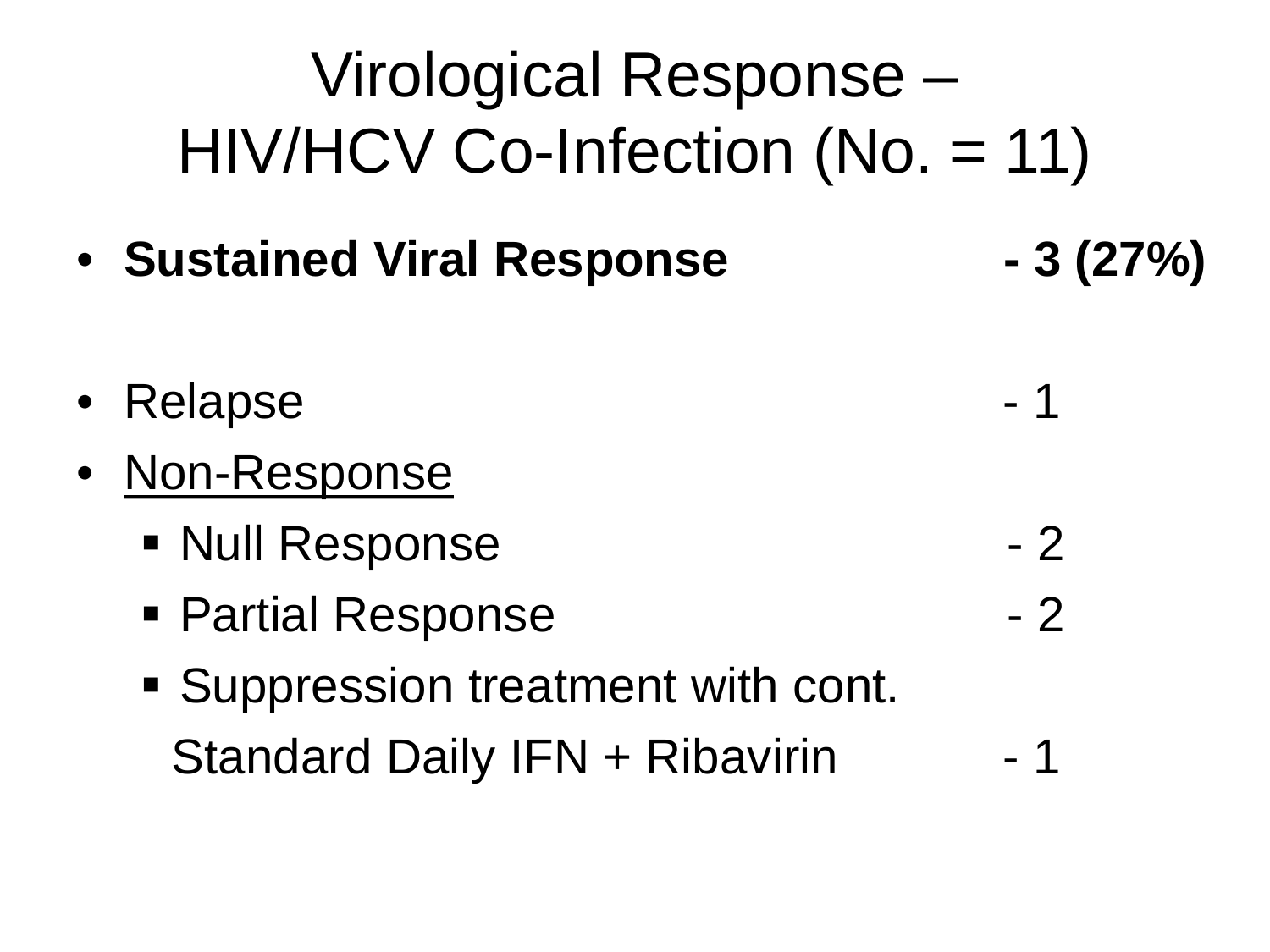# Virological Response – HIV/HCV Co-Infection (No. = 11)

- **Sustained Viral Response - 3 (27%)**
- Relapse - 1
- Non-Response
  - Null Response - 2
  - Partial Response - 2
  - Suppression treatment with cont. Standard Daily IFN + Ribavirin - 1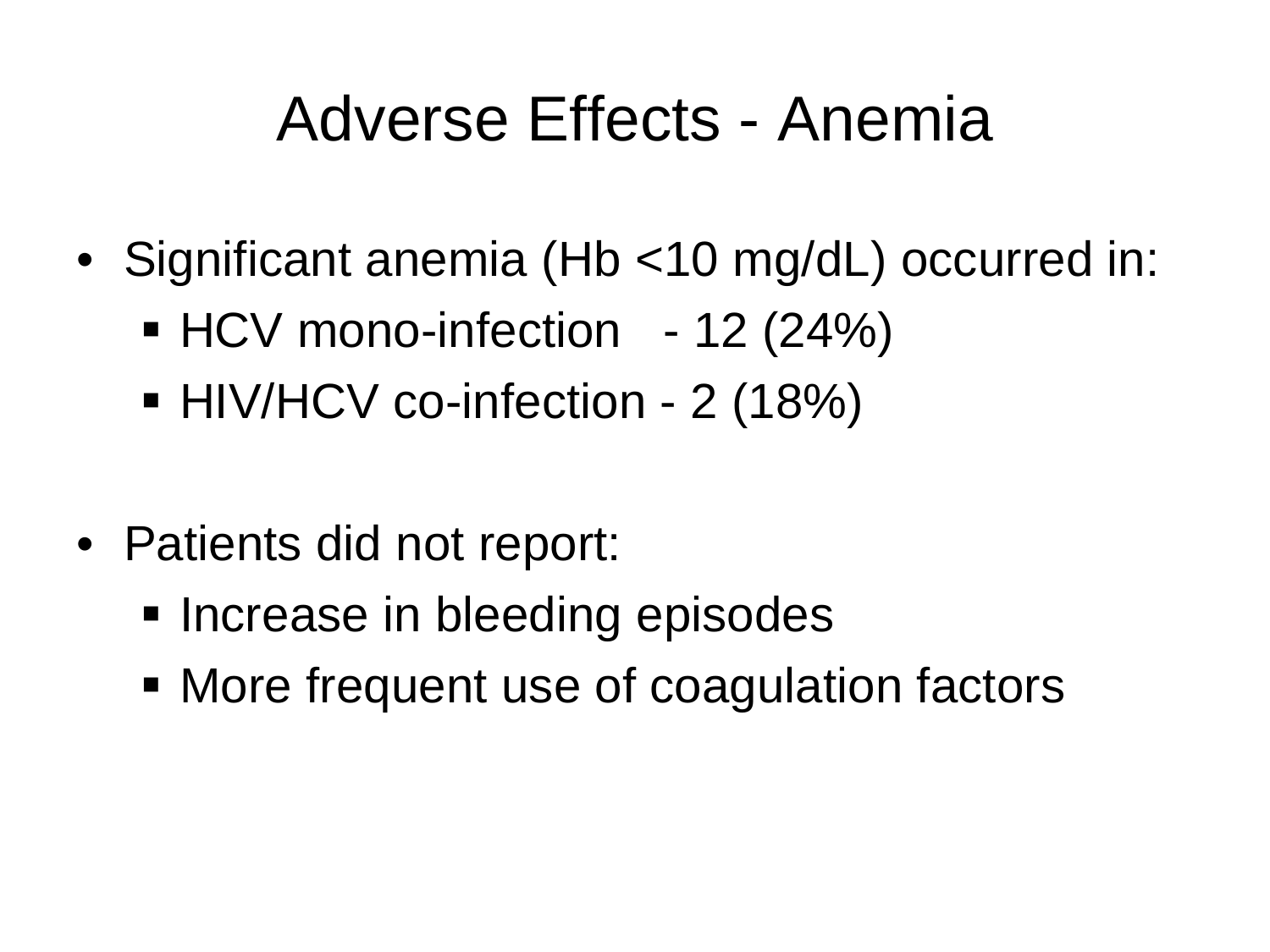# Adverse Effects - Anemia

- Significant anemia (Hb <10 mg/dL) occurred in:
  - HCV mono-infection - 12 (24%)
  - HIV/HCV co-infection - 2 (18%)

- Patients did not report:
  - Increase in bleeding episodes
  - More frequent use of coagulation factors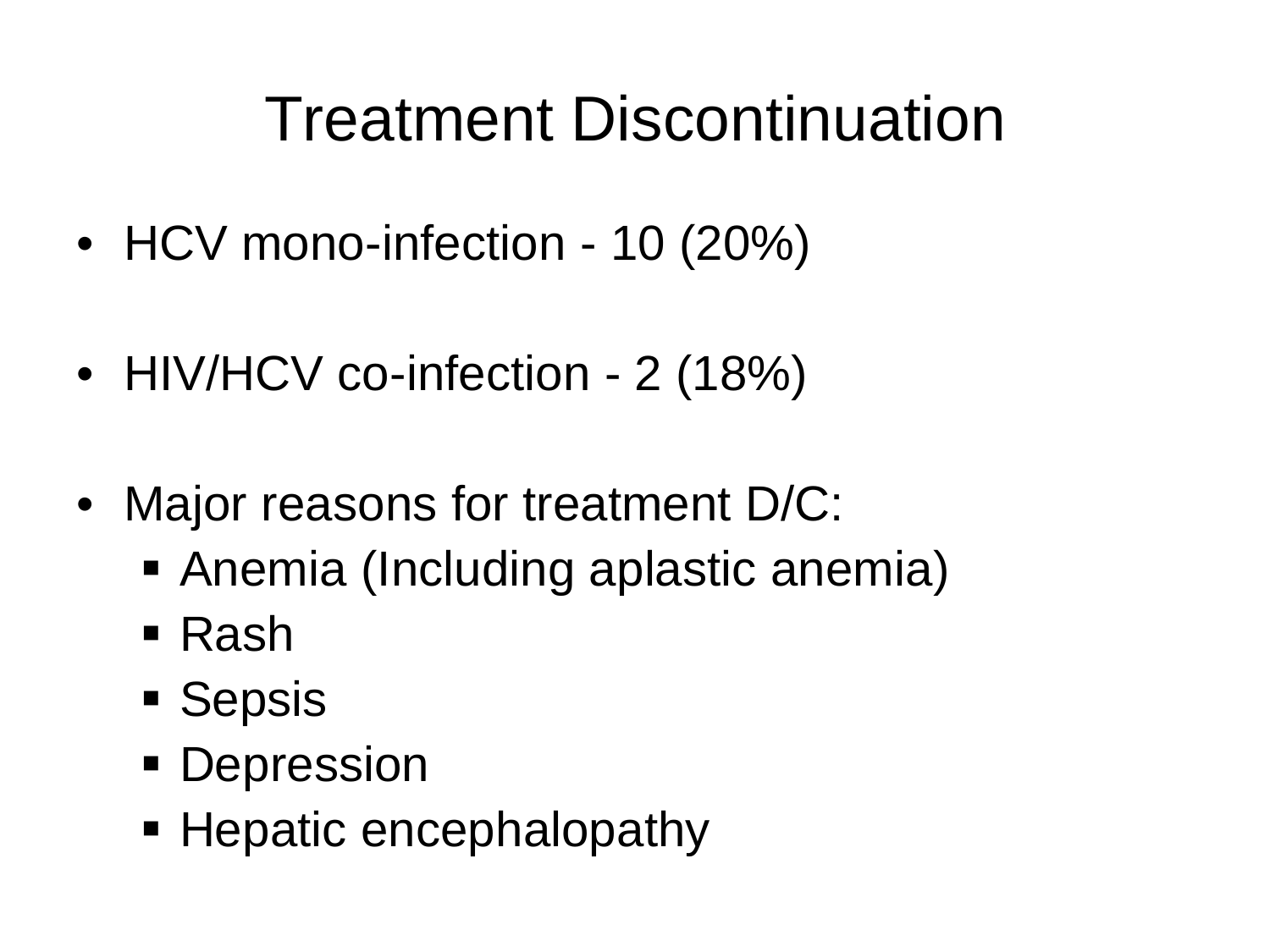# Treatment Discontinuation

- HCV mono-infection - 10 (20%)

- HIV/HCV co-infection - 2 (18%)

- Major reasons for treatment D/C:
  - Anemia (Including aplastic anemia)
  - Rash
  - Sepsis
  - Depression
  - Hepatic encephalopathy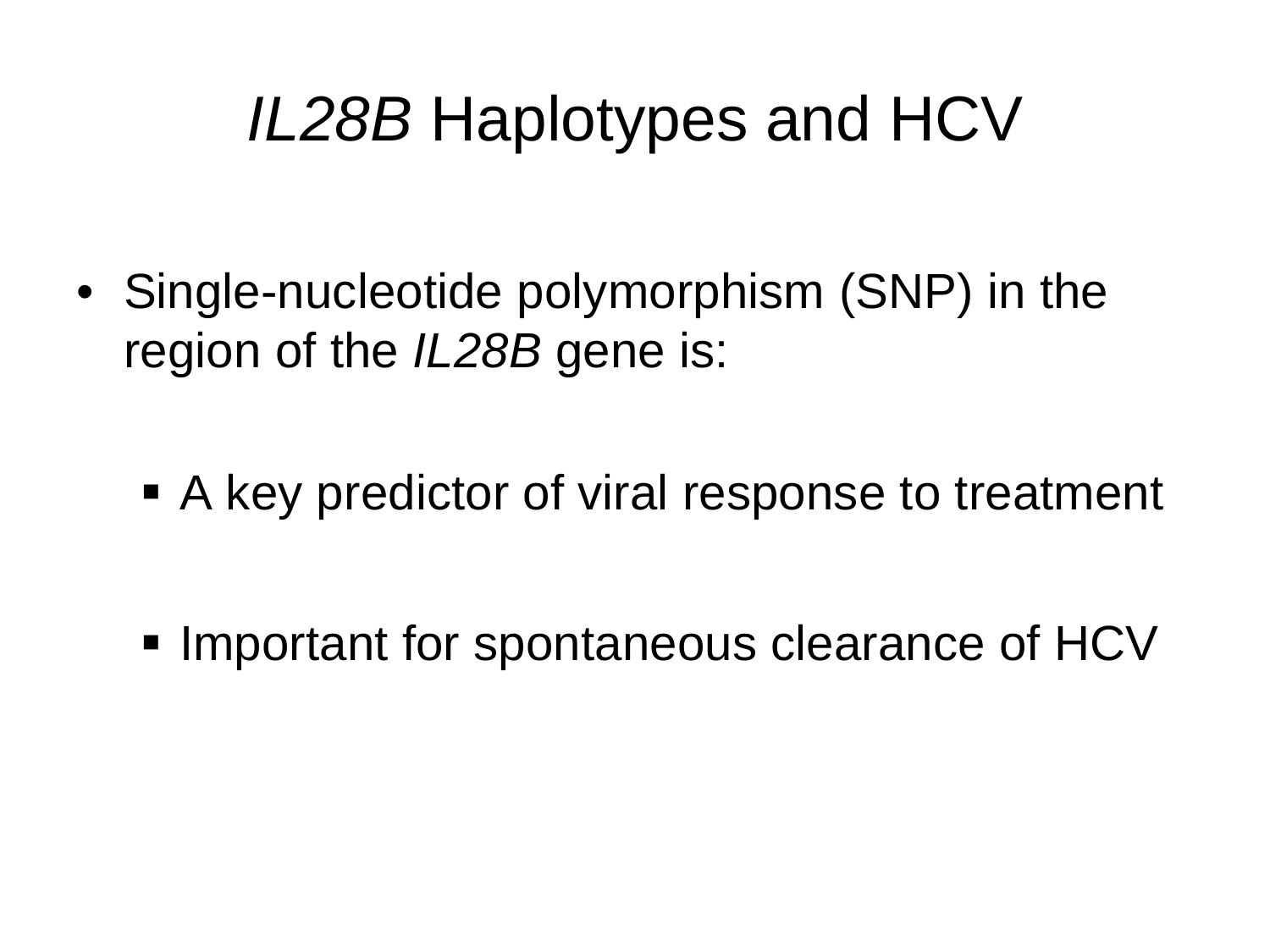# *IL28B* Haplotypes and HCV

- Single-nucleotide polymorphism (SNP) in the region of the *IL28B* gene is:
  - A key predictor of viral response to treatment
  - Important for spontaneous clearance of HCV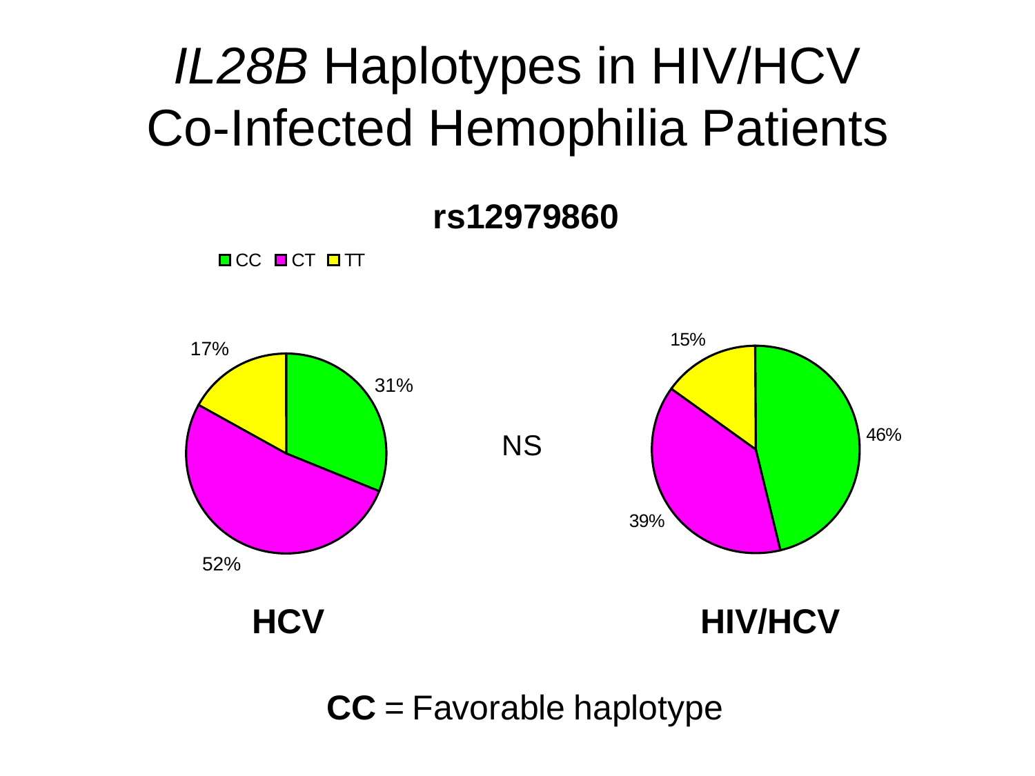# *IL28B* Haplotypes in HIV/HCV Co-Infected Hemophilia Patients

**rs12979860**

CC CT TT

17%
31%
52%

**HCV**

NS

15%
46%
39%

**HIV/HCV**

**CC** = Favorable haplotype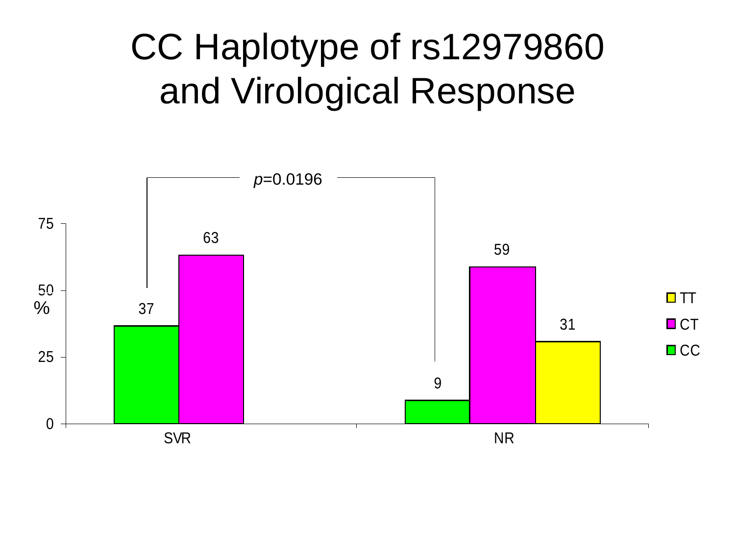# CC Haplotype of rs12979860 and Virological Response

*p*=0.0196

75

63

59

50

%

37

31

25

9

0

SVR

NR

TT

CT

CC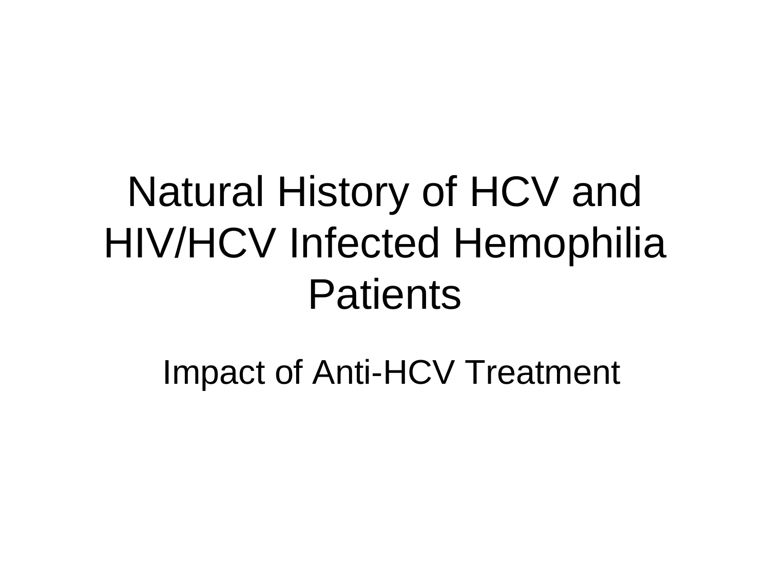# Natural History of HCV and HIV/HCV Infected Hemophilia Patients

Impact of Anti-HCV Treatment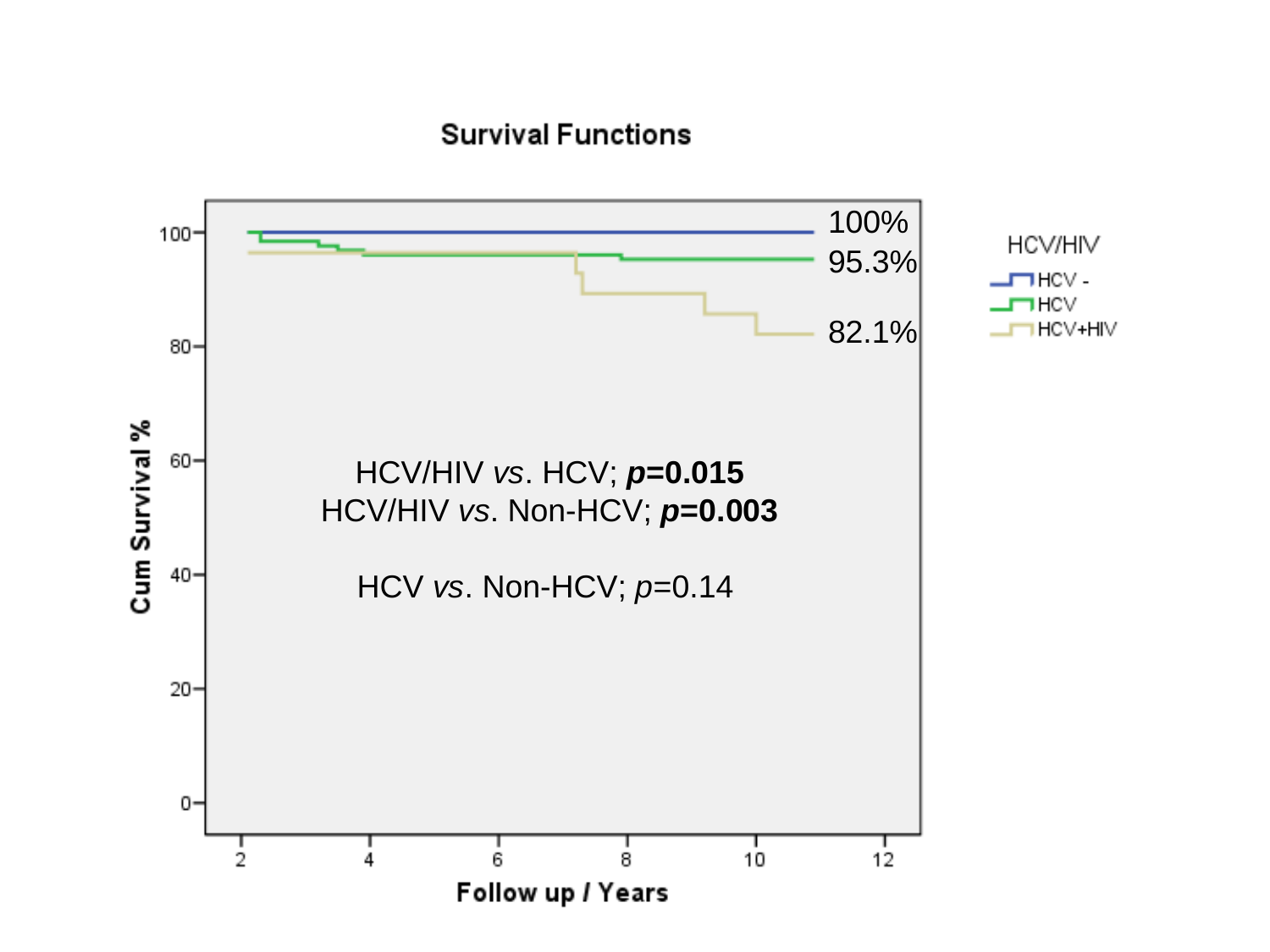Survival Functions

Cum Survival %

100

80

60

40

20

0

2

4

6

8

10

12

Follow up / Years

100%

95.3%

82.1%

HCV/HIV

HCV -

HCV

HCV+HIV

HCV/HIV *vs*. HCV; ***p*=0.015**

HCV/HIV *vs*. Non-HCV; ***p*=0.003**

HCV *vs*. Non-HCV; *p*=0.14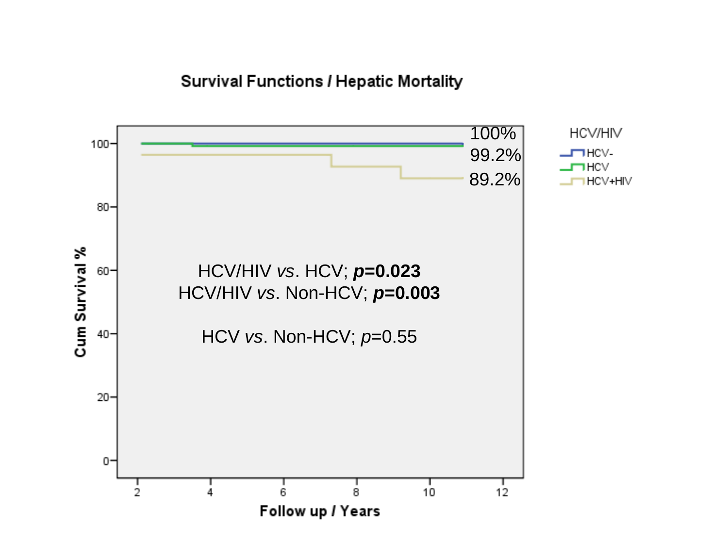Survival Functions / Hepatic Mortality

Cum Survival %

100
80
60
40
20
0

2
4
6
8
10
12

Follow up / Years

100%
99.2%
89.2%

HCV/HIV
HCV-
HCV
HCV+HIV

HCV/HIV *vs*. HCV; ***p*=0.023**
HCV/HIV *vs*. Non-HCV; ***p*=0.003**

HCV *vs*. Non-HCV; *p*=0.55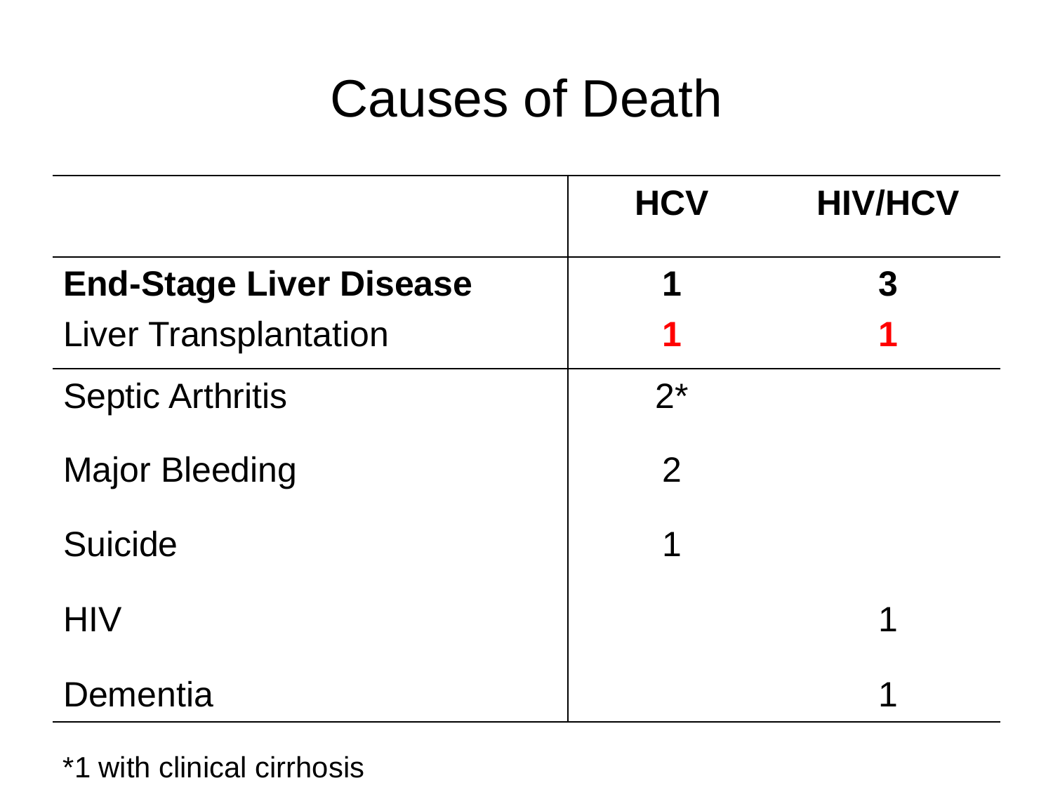# Causes of Death

| | HCV | HIV/HCV |
|---|---|---|
| **End-Stage Liver Disease** | **1** | **3** |
| Liver Transplantation | **1** | **1** |
| Septic Arthritis | 2* | |
| Major Bleeding | 2 | |
| Suicide | 1 | |
| HIV | | 1 |
| Dementia | | 1 |

*1 with clinical cirrhosis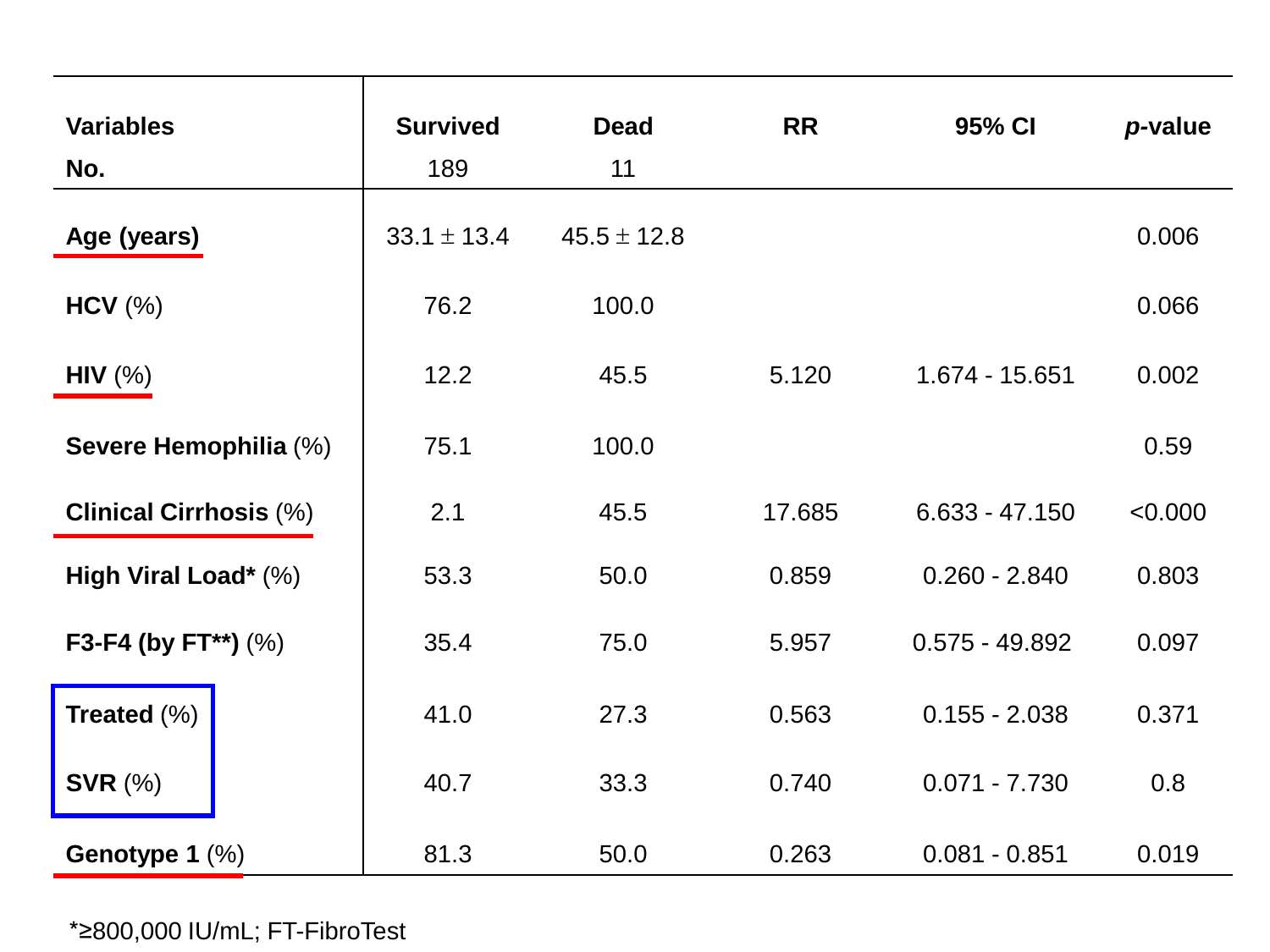| Variables | Survived | Dead | RR | 95% CI | *p*-value |
|---|---|---|---|---|---|
| **No.** | 189 | 11 | | | |
| **Age (years)** | 33.1 ± 13.4 | 45.5 ± 12.8 | | | 0.006 |
| **HCV** (%) | 76.2 | 100.0 | | | 0.066 |
| **HIV** (%) | 12.2 | 45.5 | 5.120 | 1.674 - 15.651 | 0.002 |
| **Severe Hemophilia** (%) | 75.1 | 100.0 | | | 0.59 |
| **Clinical Cirrhosis** (%) | 2.1 | 45.5 | 17.685 | 6.633 - 47.150 | <0.000 |
| **High Viral Load*** (%) | 53.3 | 50.0 | 0.859 | 0.260 - 2.840 | 0.803 |
| **F3-F4 (by FT**)** (%) | 35.4 | 75.0 | 5.957 | 0.575 - 49.892 | 0.097 |
| **Treated** (%) | 41.0 | 27.3 | 0.563 | 0.155 - 2.038 | 0.371 |
| **SVR** (%) | 40.7 | 33.3 | 0.740 | 0.071 - 7.730 | 0.8 |
| **Genotype 1** (%) | 81.3 | 50.0 | 0.263 | 0.081 - 0.851 | 0.019 |

*≥800,000 IU/mL; FT-FibroTest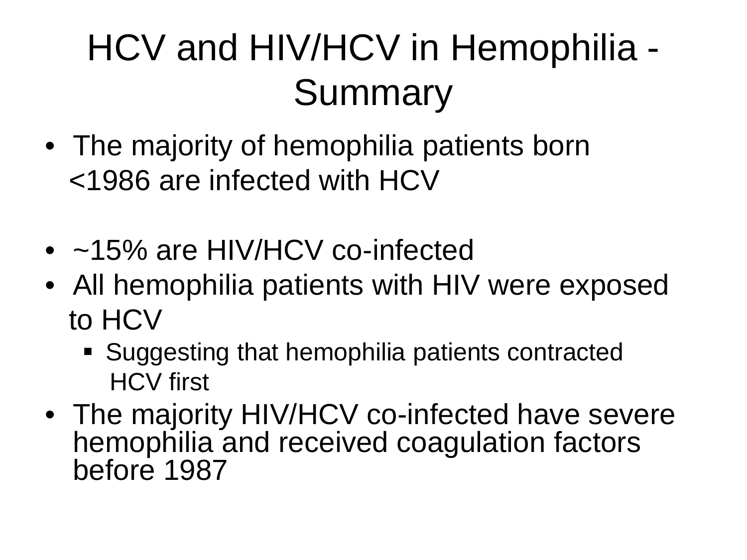# HCV and HIV/HCV in Hemophilia - Summary

- The majority of hemophilia patients born <1986 are infected with HCV
- ~15% are HIV/HCV co-infected
- All hemophilia patients with HIV were exposed to HCV
  - Suggesting that hemophilia patients contracted HCV first
- The majority HIV/HCV co-infected have severe hemophilia and received coagulation factors before 1987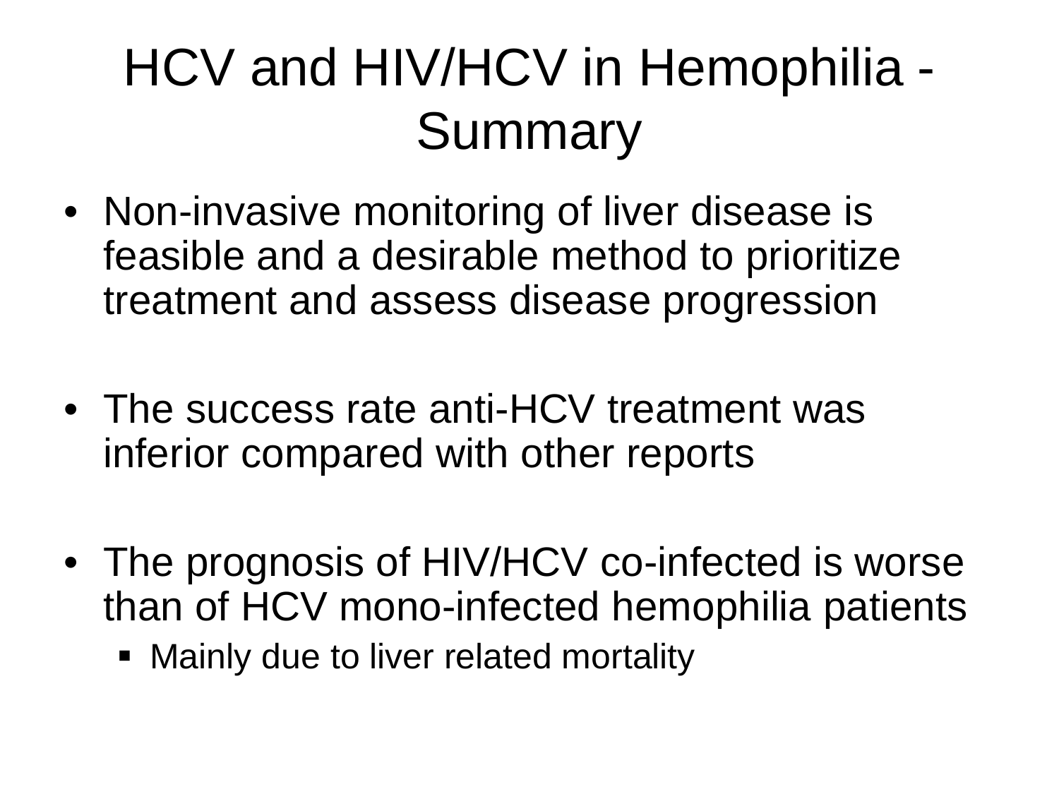# HCV and HIV/HCV in Hemophilia - Summary

- Non-invasive monitoring of liver disease is feasible and a desirable method to prioritize treatment and assess disease progression

- The success rate anti-HCV treatment was inferior compared with other reports

- The prognosis of HIV/HCV co-infected is worse than of HCV mono-infected hemophilia patients
  - Mainly due to liver related mortality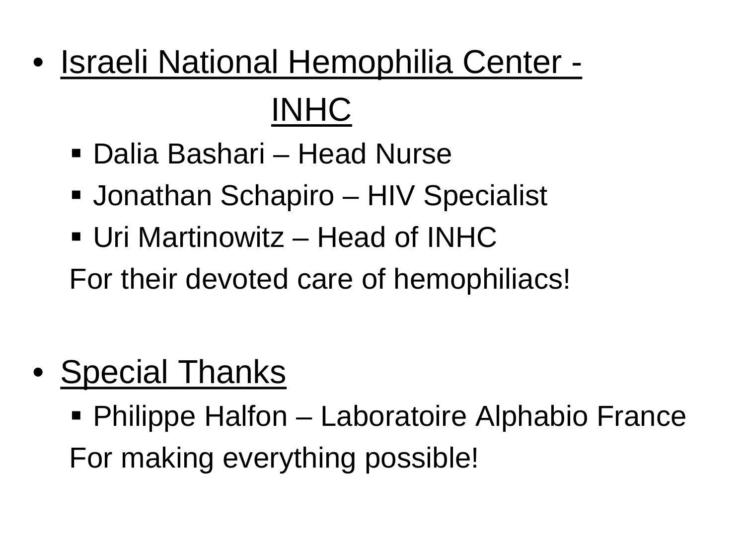- <u>Israeli National Hemophilia Center - INHC</u>
    - Dalia Bashari – Head Nurse
    - Jonathan Schapiro – HIV Specialist
    - Uri Martinowitz – Head of INHC

  For their devoted care of hemophiliacs!

- <u>Special Thanks</u>
    - Philippe Halfon – Laboratoire Alphabio France

  For making everything possible!